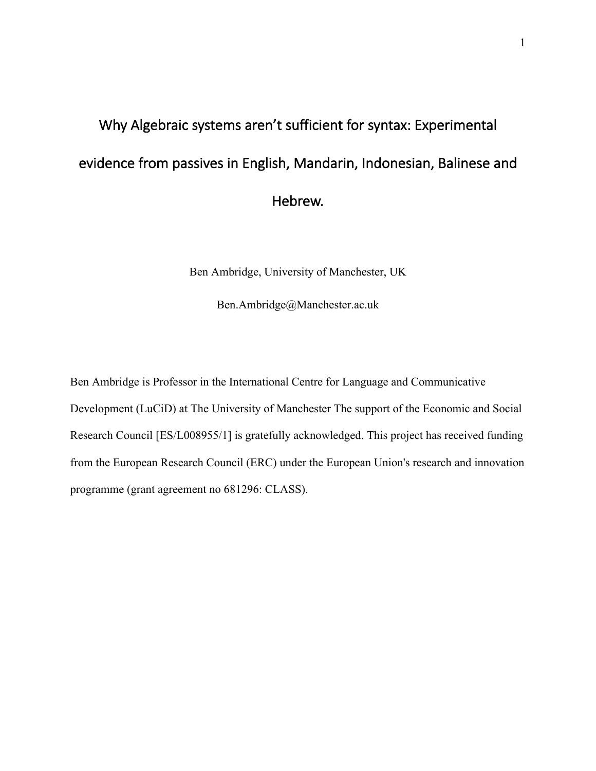# Why Algebraic systems aren't sufficient for syntax: Experimental evidence from passives in English, Mandarin, Indonesian, Balinese and Hebrew.

Ben Ambridge, University of Manchester, UK

Ben.Ambridge@Manchester.ac.uk

Ben Ambridge is Professor in the International Centre for Language and Communicative Development (LuCiD) at The University of Manchester The support of the Economic and Social Research Council [ES/L008955/1] is gratefully acknowledged. This project has received funding from the European Research Council (ERC) under the European Union's research and innovation programme (grant agreement no 681296: CLASS).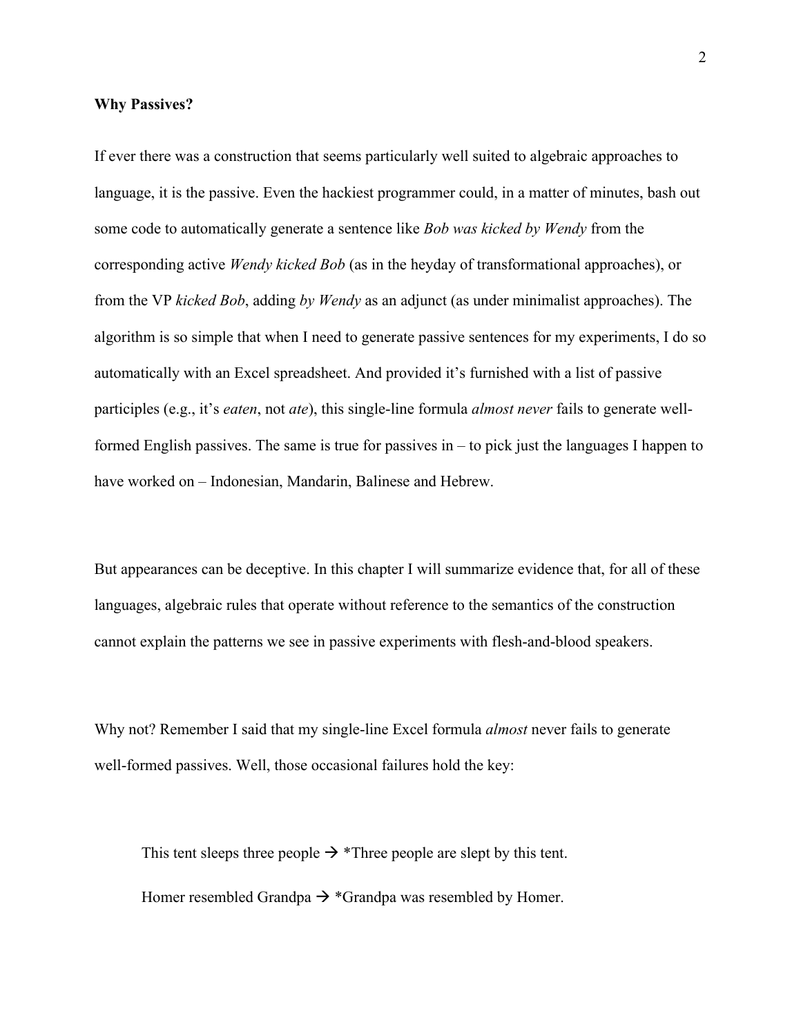**Why Passives?**

If ever there was a construction that seems particularly well suited to algebraic approaches to language, it is the passive. Even the hackiest programmer could, in a matter of minutes, bash out some code to automatically generate a sentence like *Bob was kicked by Wendy* from the corresponding active *Wendy kicked Bob* (as in the heyday of transformational approaches), or from the VP *kicked Bob*, adding *by Wendy* as an adjunct (as under minimalist approaches). The algorithm is so simple that when I need to generate passive sentences for my experiments, I do so automatically with an Excel spreadsheet. And provided it's furnished with a list of passive participles (e.g., it's *eaten*, not *ate*), this single-line formula *almost never* fails to generate well-formed English passives. The same is true for passives in – to pick just the languages I happen to have worked on – Indonesian, Mandarin, Balinese and Hebrew.

But appearances can be deceptive. In this chapter I will summarize evidence that, for all of these languages, algebraic rules that operate without reference to the semantics of the construction cannot explain the patterns we see in passive experiments with flesh-and-blood speakers.

Why not? Remember I said that my single-line Excel formula *almost* never fails to generate well-formed passives. Well, those occasional failures hold the key:

> This tent sleeps three people → *Three people are slept by this tent.
>
> Homer resembled Grandpa → *Grandpa was resembled by Homer.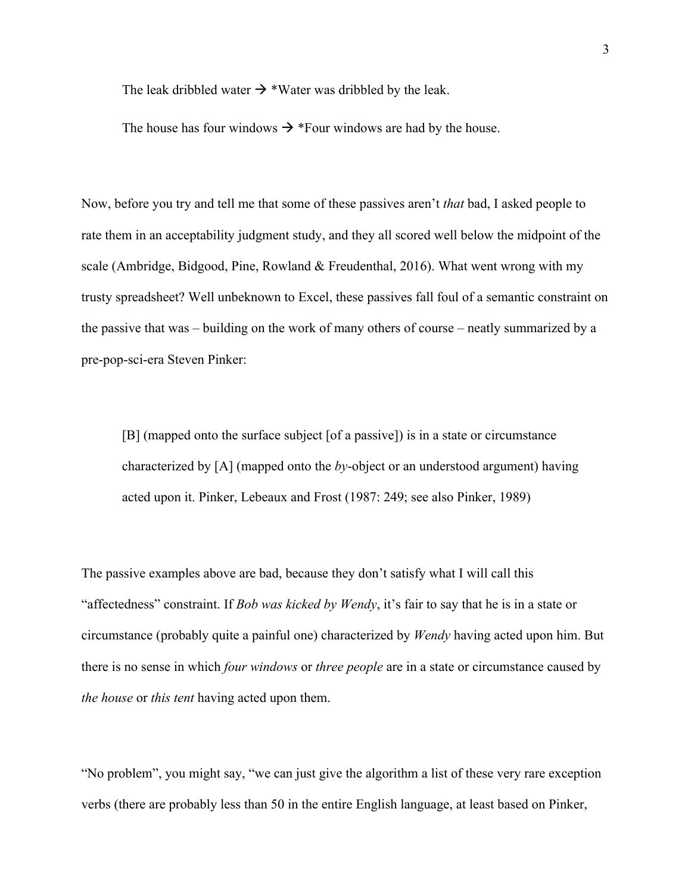The leak dribbled water → *Water was dribbled by the leak.

The house has four windows → *Four windows are had by the house.

Now, before you try and tell me that some of these passives aren't *that* bad, I asked people to rate them in an acceptability judgment study, and they all scored well below the midpoint of the scale (Ambridge, Bidgood, Pine, Rowland & Freudenthal, 2016). What went wrong with my trusty spreadsheet? Well unbeknown to Excel, these passives fall foul of a semantic constraint on the passive that was – building on the work of many others of course – neatly summarized by a pre-pop-sci-era Steven Pinker:

> [B] (mapped onto the surface subject [of a passive]) is in a state or circumstance characterized by [A] (mapped onto the *by*-object or an understood argument) having acted upon it. Pinker, Lebeaux and Frost (1987: 249; see also Pinker, 1989)

The passive examples above are bad, because they don't satisfy what I will call this "affectedness" constraint. If *Bob was kicked by Wendy*, it's fair to say that he is in a state or circumstance (probably quite a painful one) characterized by *Wendy* having acted upon him. But there is no sense in which *four windows* or *three people* are in a state or circumstance caused by *the house* or *this tent* having acted upon them.

"No problem", you might say, "we can just give the algorithm a list of these very rare exception verbs (there are probably less than 50 in the entire English language, at least based on Pinker,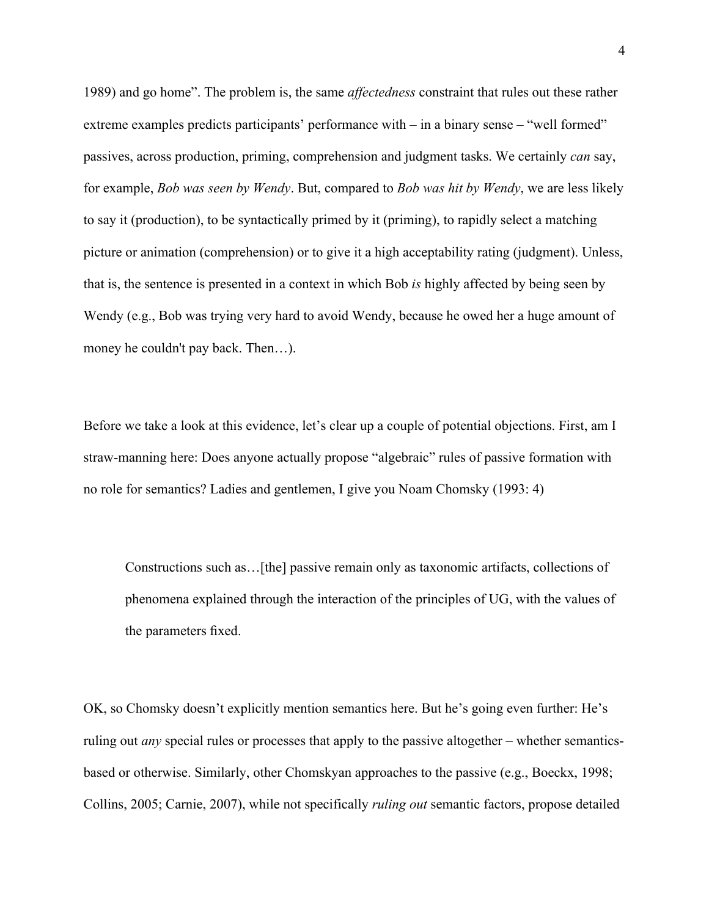1989) and go home". The problem is, the same *affectedness* constraint that rules out these rather extreme examples predicts participants' performance with – in a binary sense – "well formed" passives, across production, priming, comprehension and judgment tasks. We certainly *can* say, for example, *Bob was seen by Wendy*. But, compared to *Bob was hit by Wendy*, we are less likely to say it (production), to be syntactically primed by it (priming), to rapidly select a matching picture or animation (comprehension) or to give it a high acceptability rating (judgment). Unless, that is, the sentence is presented in a context in which Bob *is* highly affected by being seen by Wendy (e.g., Bob was trying very hard to avoid Wendy, because he owed her a huge amount of money he couldn't pay back. Then…).

Before we take a look at this evidence, let's clear up a couple of potential objections. First, am I straw-manning here: Does anyone actually propose "algebraic" rules of passive formation with no role for semantics? Ladies and gentlemen, I give you Noam Chomsky (1993: 4)

> Constructions such as…[the] passive remain only as taxonomic artifacts, collections of phenomena explained through the interaction of the principles of UG, with the values of the parameters fixed.

OK, so Chomsky doesn't explicitly mention semantics here. But he's going even further: He's ruling out *any* special rules or processes that apply to the passive altogether – whether semantics-based or otherwise. Similarly, other Chomskyan approaches to the passive (e.g., Boeckx, 1998; Collins, 2005; Carnie, 2007), while not specifically *ruling out* semantic factors, propose detailed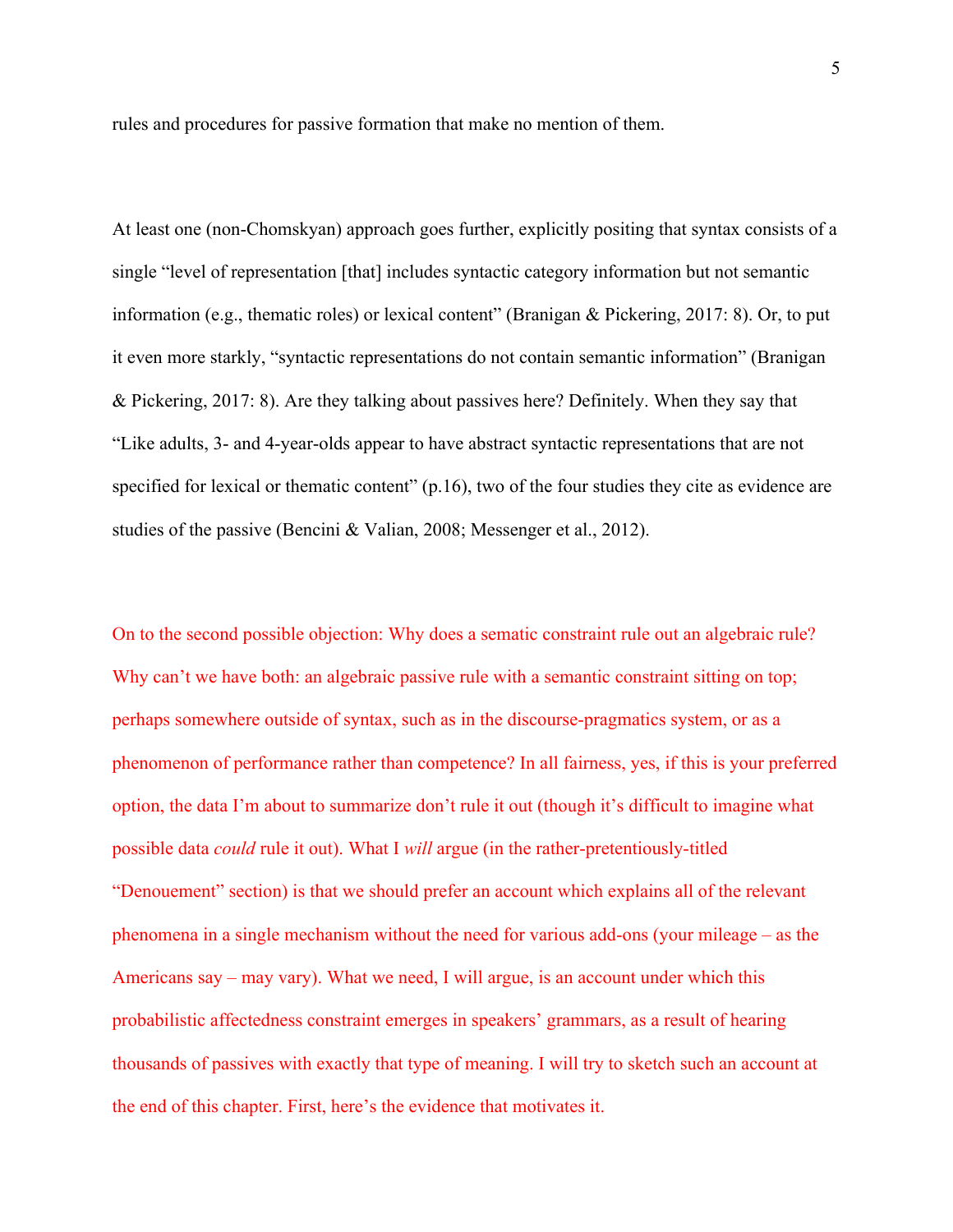rules and procedures for passive formation that make no mention of them.

At least one (non-Chomskyan) approach goes further, explicitly positing that syntax consists of a single "level of representation [that] includes syntactic category information but not semantic information (e.g., thematic roles) or lexical content" (Branigan & Pickering, 2017: 8). Or, to put it even more starkly, "syntactic representations do not contain semantic information" (Branigan & Pickering, 2017: 8). Are they talking about passives here? Definitely. When they say that "Like adults, 3- and 4-year-olds appear to have abstract syntactic representations that are not specified for lexical or thematic content" (p.16), two of the four studies they cite as evidence are studies of the passive (Bencini & Valian, 2008; Messenger et al., 2012).

On to the second possible objection: Why does a sematic constraint rule out an algebraic rule? Why can't we have both: an algebraic passive rule with a semantic constraint sitting on top; perhaps somewhere outside of syntax, such as in the discourse-pragmatics system, or as a phenomenon of performance rather than competence? In all fairness, yes, if this is your preferred option, the data I'm about to summarize don't rule it out (though it's difficult to imagine what possible data *could* rule it out). What I *will* argue (in the rather-pretentiously-titled "Denouement" section) is that we should prefer an account which explains all of the relevant phenomena in a single mechanism without the need for various add-ons (your mileage – as the Americans say – may vary). What we need, I will argue, is an account under which this probabilistic affectedness constraint emerges in speakers' grammars, as a result of hearing thousands of passives with exactly that type of meaning. I will try to sketch such an account at the end of this chapter. First, here's the evidence that motivates it.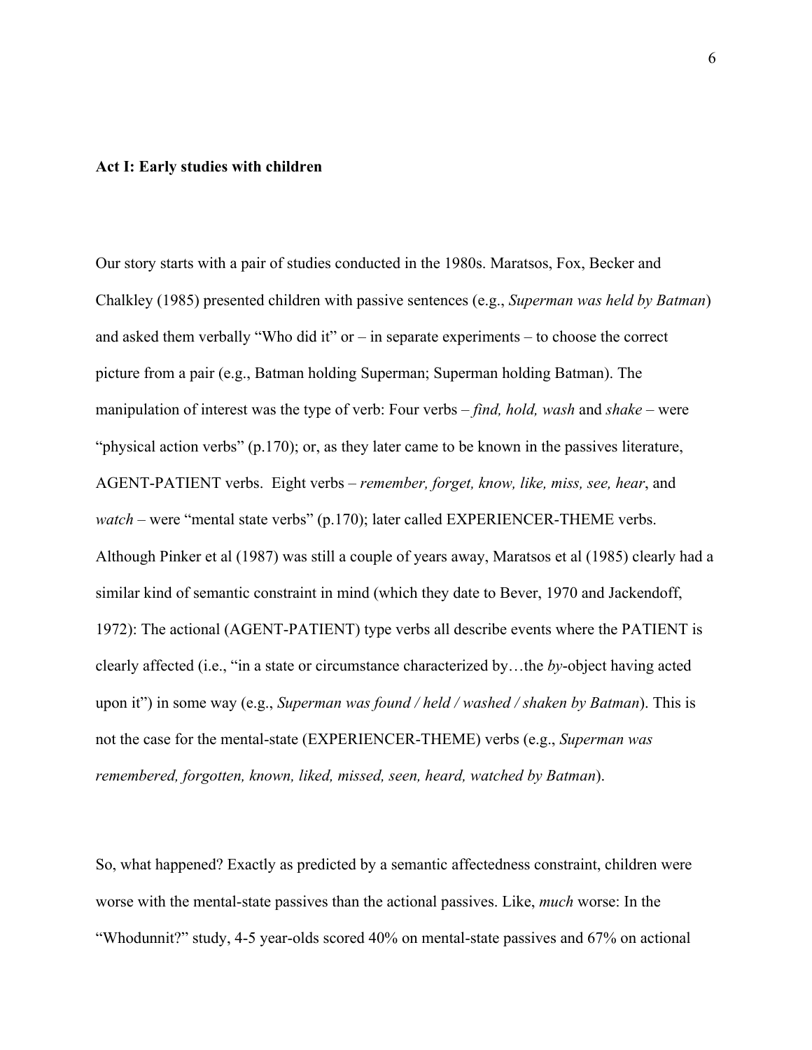## Act I: Early studies with children

Our story starts with a pair of studies conducted in the 1980s. Maratsos, Fox, Becker and Chalkley (1985) presented children with passive sentences (e.g., *Superman was held by Batman*) and asked them verbally "Who did it" or – in separate experiments – to choose the correct picture from a pair (e.g., Batman holding Superman; Superman holding Batman). The manipulation of interest was the type of verb: Four verbs – *find, hold, wash* and *shake* – were "physical action verbs" (p.170); or, as they later came to be known in the passives literature, AGENT-PATIENT verbs. Eight verbs – *remember, forget, know, like, miss, see, hear*, and *watch* – were "mental state verbs" (p.170); later called EXPERIENCER-THEME verbs. Although Pinker et al (1987) was still a couple of years away, Maratsos et al (1985) clearly had a similar kind of semantic constraint in mind (which they date to Bever, 1970 and Jackendoff, 1972): The actional (AGENT-PATIENT) type verbs all describe events where the PATIENT is clearly affected (i.e., "in a state or circumstance characterized by…the *by*-object having acted upon it") in some way (e.g., *Superman was found / held / washed / shaken by Batman*). This is not the case for the mental-state (EXPERIENCER-THEME) verbs (e.g., *Superman was remembered, forgotten, known, liked, missed, seen, heard, watched by Batman*).

So, what happened? Exactly as predicted by a semantic affectedness constraint, children were worse with the mental-state passives than the actional passives. Like, *much* worse: In the "Whodunnit?" study, 4-5 year-olds scored 40% on mental-state passives and 67% on actional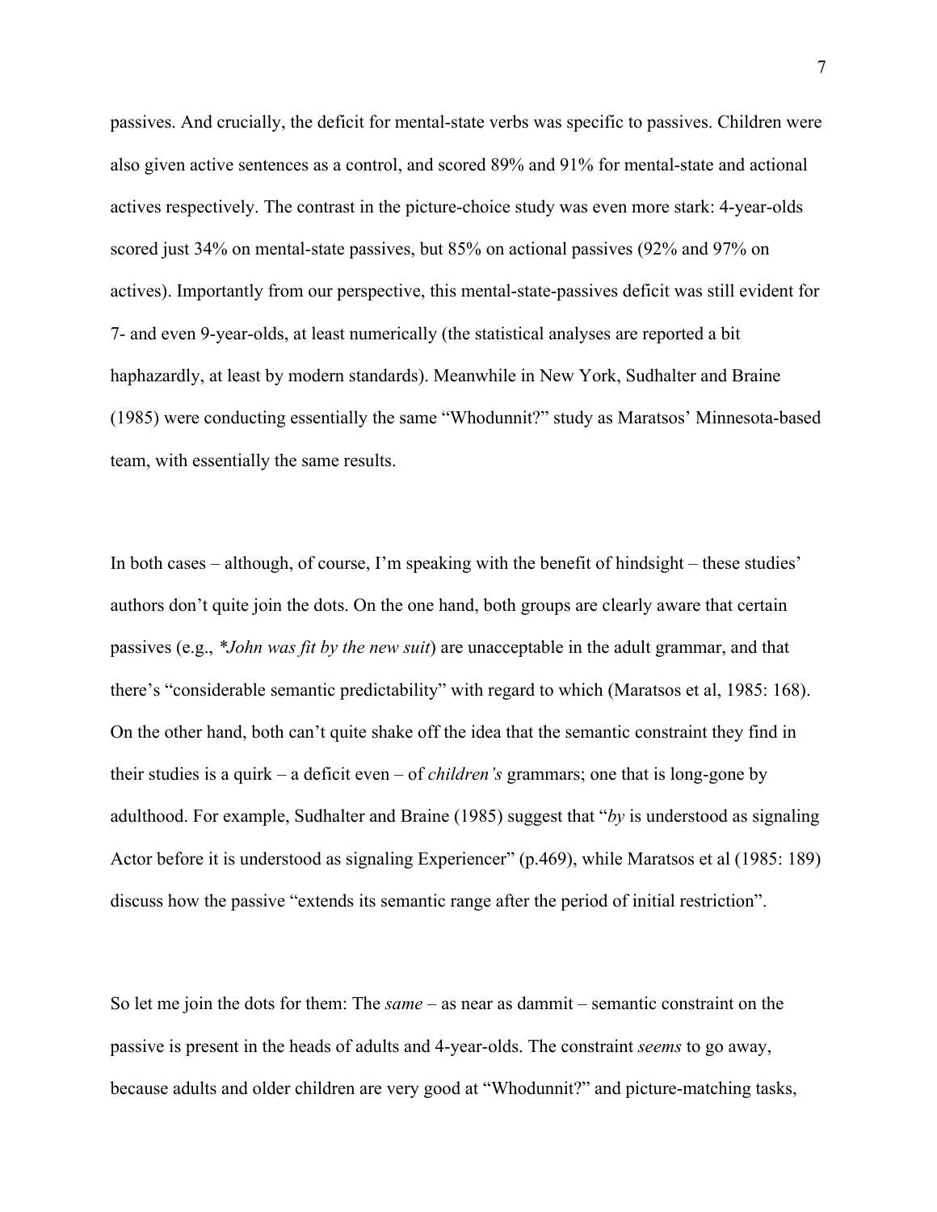passives. And crucially, the deficit for mental-state verbs was specific to passives. Children were also given active sentences as a control, and scored 89% and 91% for mental-state and actional actives respectively. The contrast in the picture-choice study was even more stark: 4-year-olds scored just 34% on mental-state passives, but 85% on actional passives (92% and 97% on actives). Importantly from our perspective, this mental-state-passives deficit was still evident for 7- and even 9-year-olds, at least numerically (the statistical analyses are reported a bit haphazardly, at least by modern standards). Meanwhile in New York, Sudhalter and Braine (1985) were conducting essentially the same "Whodunnit?" study as Maratsos' Minnesota-based team, with essentially the same results.

In both cases – although, of course, I'm speaking with the benefit of hindsight – these studies' authors don't quite join the dots. On the one hand, both groups are clearly aware that certain passives (e.g., **John was fit by the new suit*) are unacceptable in the adult grammar, and that there's "considerable semantic predictability" with regard to which (Maratsos et al, 1985: 168). On the other hand, both can't quite shake off the idea that the semantic constraint they find in their studies is a quirk – a deficit even – of *children's* grammars; one that is long-gone by adulthood. For example, Sudhalter and Braine (1985) suggest that "*by* is understood as signaling Actor before it is understood as signaling Experiencer" (p.469), while Maratsos et al (1985: 189) discuss how the passive "extends its semantic range after the period of initial restriction".

So let me join the dots for them: The *same* – as near as dammit – semantic constraint on the passive is present in the heads of adults and 4-year-olds. The constraint *seems* to go away, because adults and older children are very good at "Whodunnit?" and picture-matching tasks,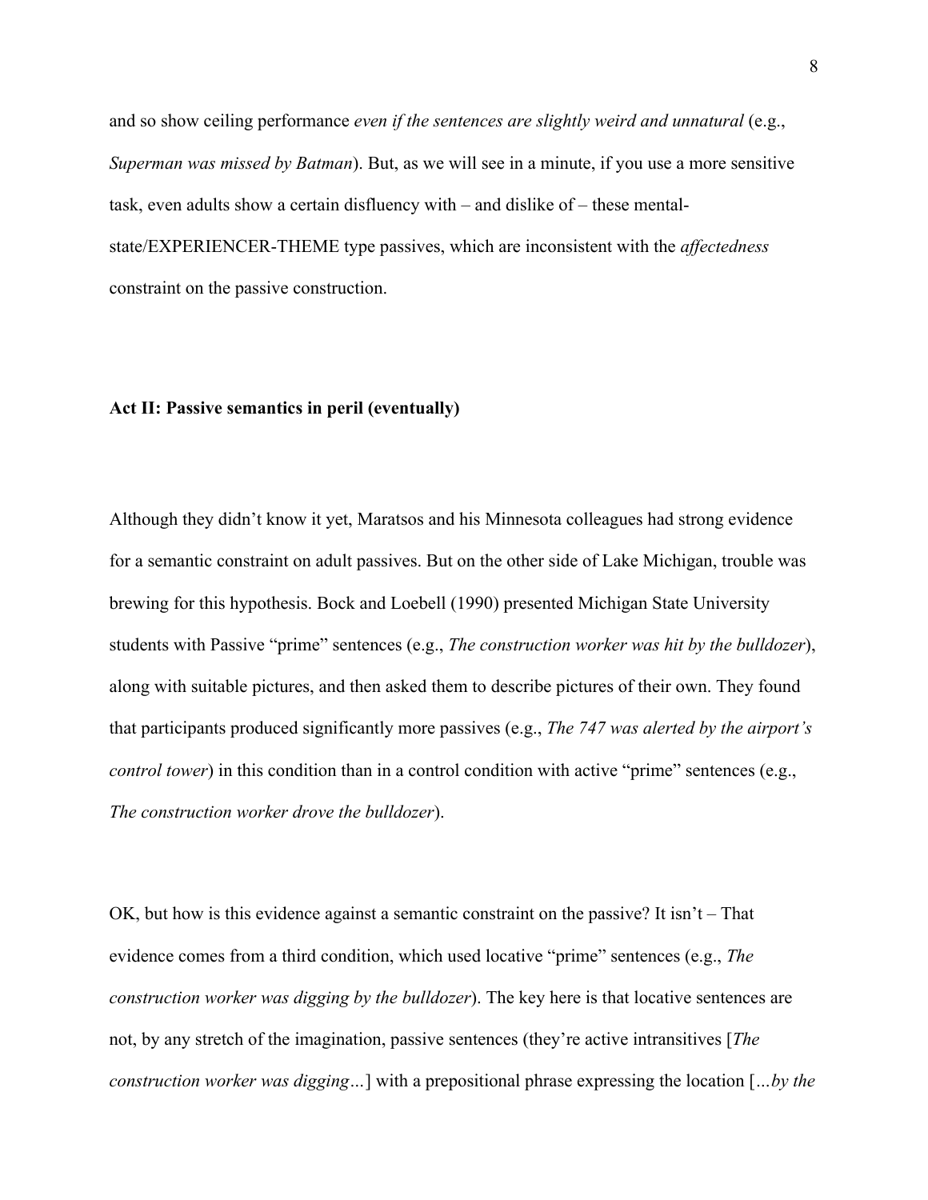and so show ceiling performance *even if the sentences are slightly weird and unnatural* (e.g., *Superman was missed by Batman*). But, as we will see in a minute, if you use a more sensitive task, even adults show a certain disfluency with – and dislike of – these mental-state/EXPERIENCER-THEME type passives, which are inconsistent with the *affectedness* constraint on the passive construction.

**Act II: Passive semantics in peril (eventually)**

Although they didn't know it yet, Maratsos and his Minnesota colleagues had strong evidence for a semantic constraint on adult passives. But on the other side of Lake Michigan, trouble was brewing for this hypothesis. Bock and Loebell (1990) presented Michigan State University students with Passive "prime" sentences (e.g., *The construction worker was hit by the bulldozer*), along with suitable pictures, and then asked them to describe pictures of their own. They found that participants produced significantly more passives (e.g., *The 747 was alerted by the airport's control tower*) in this condition than in a control condition with active "prime" sentences (e.g., *The construction worker drove the bulldozer*).

OK, but how is this evidence against a semantic constraint on the passive? It isn't – That evidence comes from a third condition, which used locative "prime" sentences (e.g., *The construction worker was digging by the bulldozer*). The key here is that locative sentences are not, by any stretch of the imagination, passive sentences (they're active intransitives [*The construction worker was digging…*] with a prepositional phrase expressing the location [*…by the*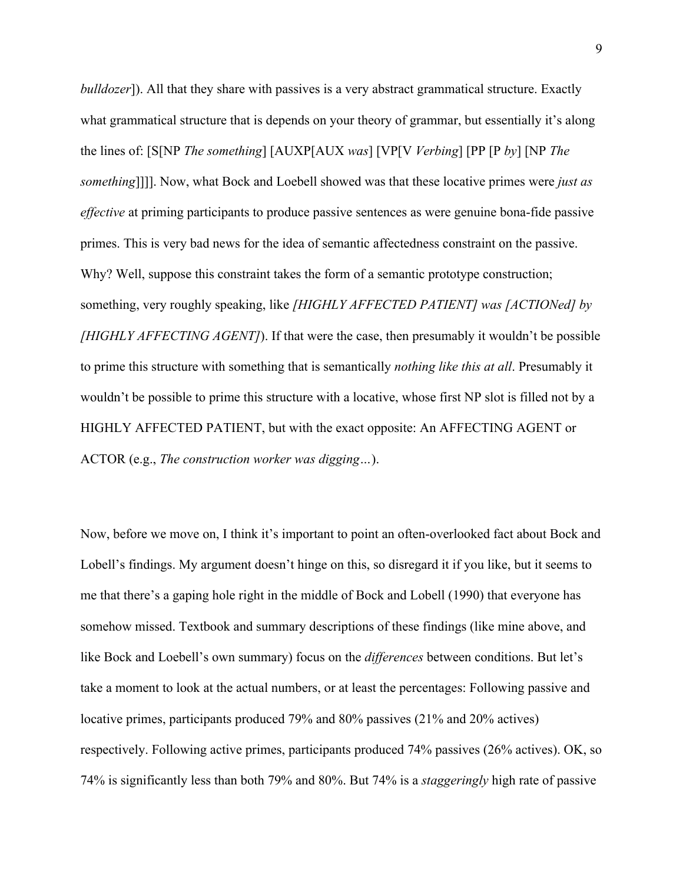*bulldozer*]). All that they share with passives is a very abstract grammatical structure. Exactly what grammatical structure that is depends on your theory of grammar, but essentially it's along the lines of: [S[NP *The something*] [AUXP[AUX *was*] [VP[V *Verbing*] [PP [P *by*] [NP *The something*]]]]. Now, what Bock and Loebell showed was that these locative primes were *just as effective* at priming participants to produce passive sentences as were genuine bona-fide passive primes. This is very bad news for the idea of semantic affectedness constraint on the passive. Why? Well, suppose this constraint takes the form of a semantic prototype construction; something, very roughly speaking, like *[HIGHLY AFFECTED PATIENT] was [ACTIONed] by [HIGHLY AFFECTING AGENT]*). If that were the case, then presumably it wouldn't be possible to prime this structure with something that is semantically *nothing like this at all*. Presumably it wouldn't be possible to prime this structure with a locative, whose first NP slot is filled not by a HIGHLY AFFECTED PATIENT, but with the exact opposite: An AFFECTING AGENT or ACTOR (e.g., *The construction worker was digging…*).

Now, before we move on, I think it's important to point an often-overlooked fact about Bock and Lobell's findings. My argument doesn't hinge on this, so disregard it if you like, but it seems to me that there's a gaping hole right in the middle of Bock and Lobell (1990) that everyone has somehow missed. Textbook and summary descriptions of these findings (like mine above, and like Bock and Loebell's own summary) focus on the *differences* between conditions. But let's take a moment to look at the actual numbers, or at least the percentages: Following passive and locative primes, participants produced 79% and 80% passives (21% and 20% actives) respectively. Following active primes, participants produced 74% passives (26% actives). OK, so 74% is significantly less than both 79% and 80%. But 74% is a *staggeringly* high rate of passive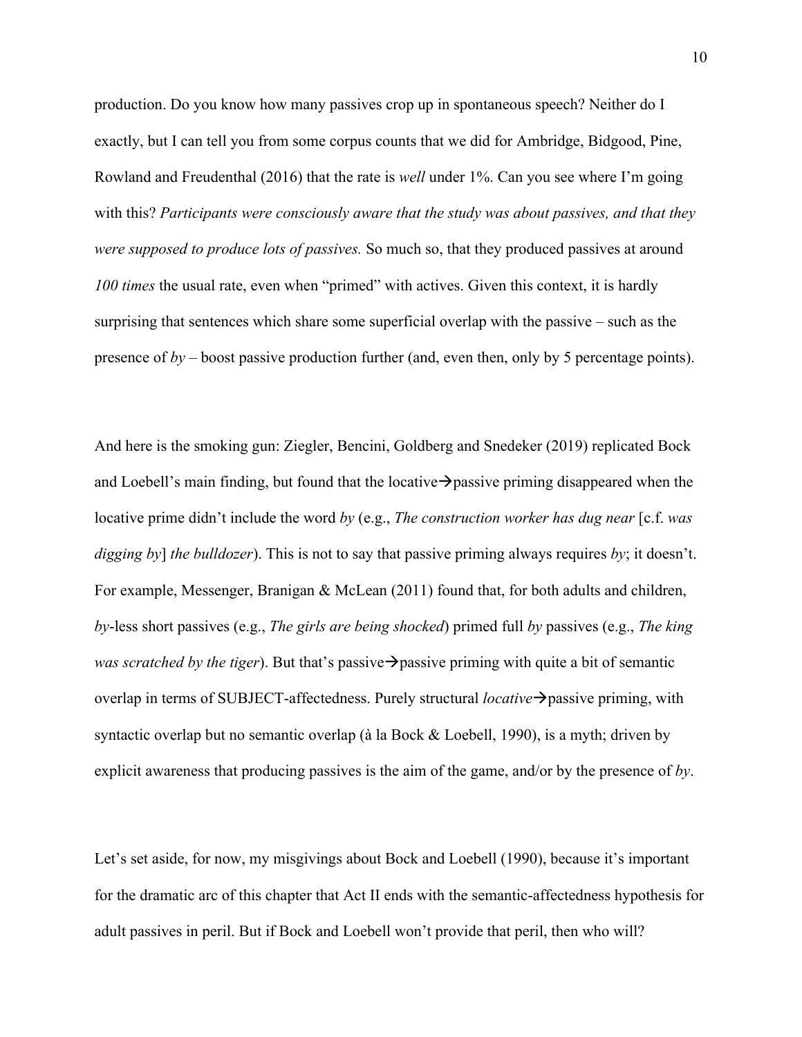production. Do you know how many passives crop up in spontaneous speech? Neither do I exactly, but I can tell you from some corpus counts that we did for Ambridge, Bidgood, Pine, Rowland and Freudenthal (2016) that the rate is *well* under 1%. Can you see where I'm going with this? *Participants were consciously aware that the study was about passives, and that they were supposed to produce lots of passives.* So much so, that they produced passives at around *100 times* the usual rate, even when "primed" with actives. Given this context, it is hardly surprising that sentences which share some superficial overlap with the passive – such as the presence of *by* – boost passive production further (and, even then, only by 5 percentage points).

And here is the smoking gun: Ziegler, Bencini, Goldberg and Snedeker (2019) replicated Bock and Loebell's main finding, but found that the locative→passive priming disappeared when the locative prime didn't include the word *by* (e.g., *The construction worker has dug near* [c.f. *was digging by*] *the bulldozer*). This is not to say that passive priming always requires *by*; it doesn't. For example, Messenger, Branigan & McLean (2011) found that, for both adults and children, *by*-less short passives (e.g., *The girls are being shocked*) primed full *by* passives (e.g., *The king was scratched by the tiger*). But that's passive→passive priming with quite a bit of semantic overlap in terms of SUBJECT-affectedness. Purely structural *locative*→passive priming, with syntactic overlap but no semantic overlap (à la Bock & Loebell, 1990), is a myth; driven by explicit awareness that producing passives is the aim of the game, and/or by the presence of *by*.

Let's set aside, for now, my misgivings about Bock and Loebell (1990), because it's important for the dramatic arc of this chapter that Act II ends with the semantic-affectedness hypothesis for adult passives in peril. But if Bock and Loebell won't provide that peril, then who will?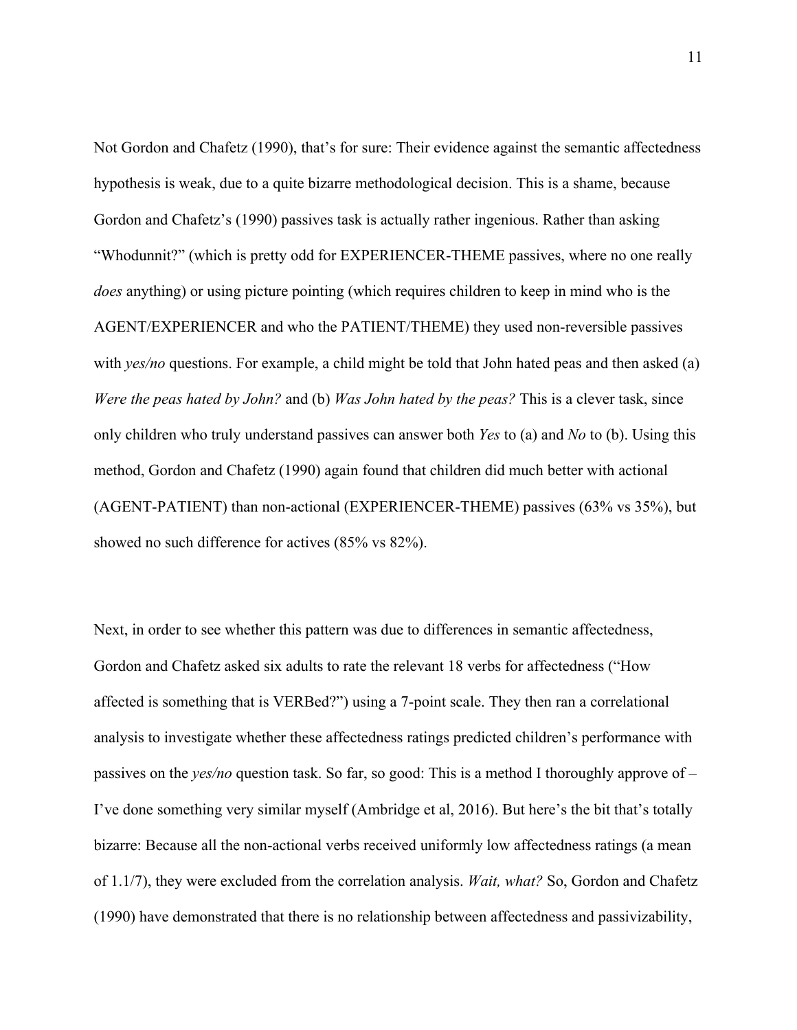Not Gordon and Chafetz (1990), that's for sure: Their evidence against the semantic affectedness hypothesis is weak, due to a quite bizarre methodological decision. This is a shame, because Gordon and Chafetz's (1990) passives task is actually rather ingenious. Rather than asking "Whodunnit?" (which is pretty odd for EXPERIENCER-THEME passives, where no one really *does* anything) or using picture pointing (which requires children to keep in mind who is the AGENT/EXPERIENCER and who the PATIENT/THEME) they used non-reversible passives with *yes/no* questions. For example, a child might be told that John hated peas and then asked (a) *Were the peas hated by John?* and (b) *Was John hated by the peas?* This is a clever task, since only children who truly understand passives can answer both *Yes* to (a) and *No* to (b). Using this method, Gordon and Chafetz (1990) again found that children did much better with actional (AGENT-PATIENT) than non-actional (EXPERIENCER-THEME) passives (63% vs 35%), but showed no such difference for actives (85% vs 82%).

Next, in order to see whether this pattern was due to differences in semantic affectedness, Gordon and Chafetz asked six adults to rate the relevant 18 verbs for affectedness ("How affected is something that is VERBed?") using a 7-point scale. They then ran a correlational analysis to investigate whether these affectedness ratings predicted children's performance with passives on the *yes/no* question task. So far, so good: This is a method I thoroughly approve of – I've done something very similar myself (Ambridge et al, 2016). But here's the bit that's totally bizarre: Because all the non-actional verbs received uniformly low affectedness ratings (a mean of 1.1/7), they were excluded from the correlation analysis. *Wait, what?* So, Gordon and Chafetz (1990) have demonstrated that there is no relationship between affectedness and passivizability,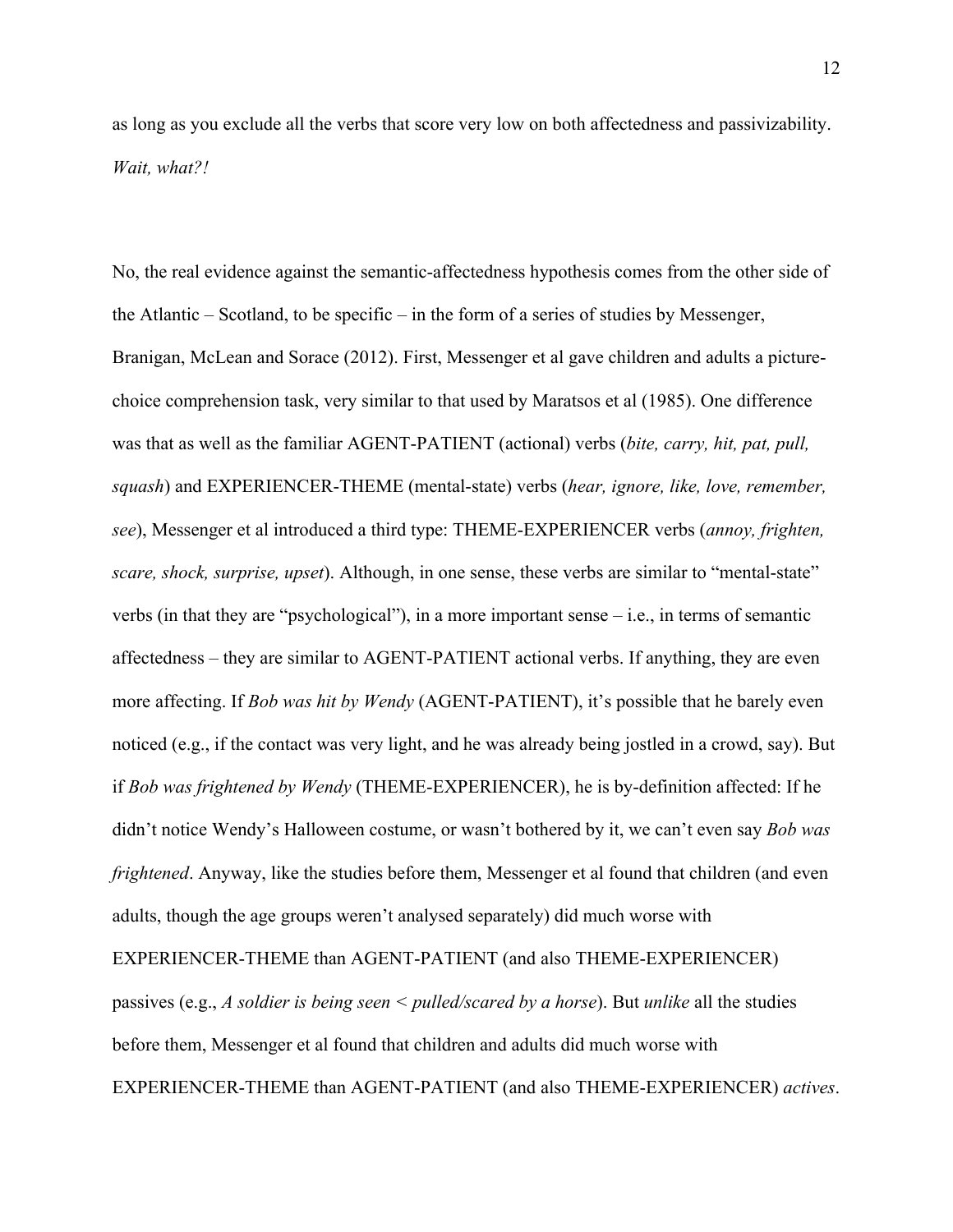as long as you exclude all the verbs that score very low on both affectedness and passivizability. *Wait, what?!*

No, the real evidence against the semantic-affectedness hypothesis comes from the other side of the Atlantic – Scotland, to be specific – in the form of a series of studies by Messenger, Branigan, McLean and Sorace (2012). First, Messenger et al gave children and adults a picture-choice comprehension task, very similar to that used by Maratsos et al (1985). One difference was that as well as the familiar AGENT-PATIENT (actional) verbs (*bite, carry, hit, pat, pull, squash*) and EXPERIENCER-THEME (mental-state) verbs (*hear, ignore, like, love, remember, see*), Messenger et al introduced a third type: THEME-EXPERIENCER verbs (*annoy, frighten, scare, shock, surprise, upset*). Although, in one sense, these verbs are similar to "mental-state" verbs (in that they are "psychological"), in a more important sense – i.e., in terms of semantic affectedness – they are similar to AGENT-PATIENT actional verbs. If anything, they are even more affecting. If *Bob was hit by Wendy* (AGENT-PATIENT), it's possible that he barely even noticed (e.g., if the contact was very light, and he was already being jostled in a crowd, say). But if *Bob was frightened by Wendy* (THEME-EXPERIENCER), he is by-definition affected: If he didn't notice Wendy's Halloween costume, or wasn't bothered by it, we can't even say *Bob was frightened*. Anyway, like the studies before them, Messenger et al found that children (and even adults, though the age groups weren't analysed separately) did much worse with EXPERIENCER-THEME than AGENT-PATIENT (and also THEME-EXPERIENCER) passives (e.g., *A soldier is being seen < pulled/scared by a horse*). But *unlike* all the studies before them, Messenger et al found that children and adults did much worse with EXPERIENCER-THEME than AGENT-PATIENT (and also THEME-EXPERIENCER) *actives*.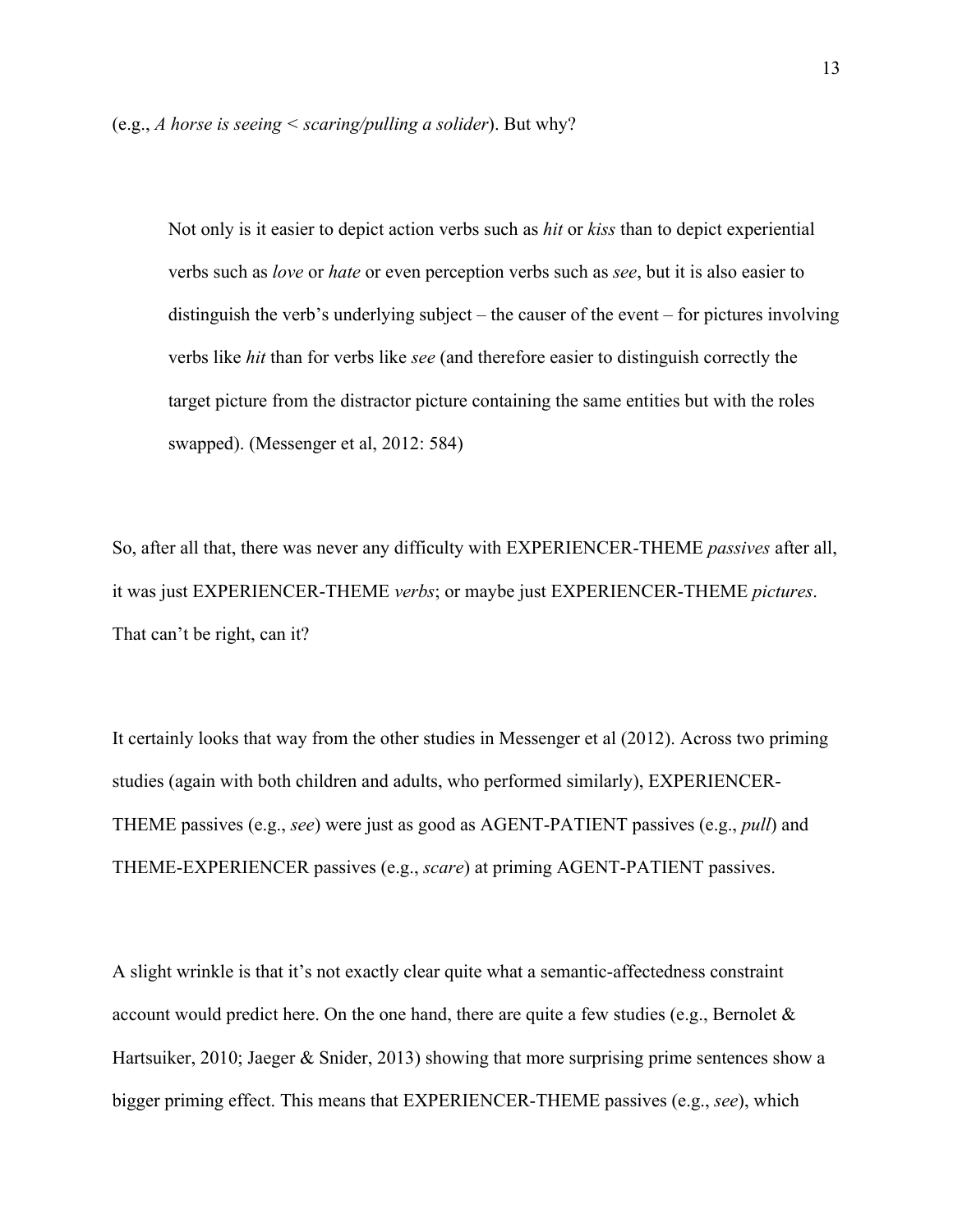(e.g., *A horse is seeing < scaring/pulling a solider*). But why?

> Not only is it easier to depict action verbs such as *hit* or *kiss* than to depict experiential verbs such as *love* or *hate* or even perception verbs such as *see*, but it is also easier to distinguish the verb's underlying subject – the causer of the event – for pictures involving verbs like *hit* than for verbs like *see* (and therefore easier to distinguish correctly the target picture from the distractor picture containing the same entities but with the roles swapped). (Messenger et al, 2012: 584)

So, after all that, there was never any difficulty with EXPERIENCER-THEME *passives* after all, it was just EXPERIENCER-THEME *verbs*; or maybe just EXPERIENCER-THEME *pictures*. That can't be right, can it?

It certainly looks that way from the other studies in Messenger et al (2012). Across two priming studies (again with both children and adults, who performed similarly), EXPERIENCER-THEME passives (e.g., *see*) were just as good as AGENT-PATIENT passives (e.g., *pull*) and THEME-EXPERIENCER passives (e.g., *scare*) at priming AGENT-PATIENT passives.

A slight wrinkle is that it's not exactly clear quite what a semantic-affectedness constraint account would predict here. On the one hand, there are quite a few studies (e.g., Bernolet & Hartsuiker, 2010; Jaeger & Snider, 2013) showing that more surprising prime sentences show a bigger priming effect. This means that EXPERIENCER-THEME passives (e.g., *see*), which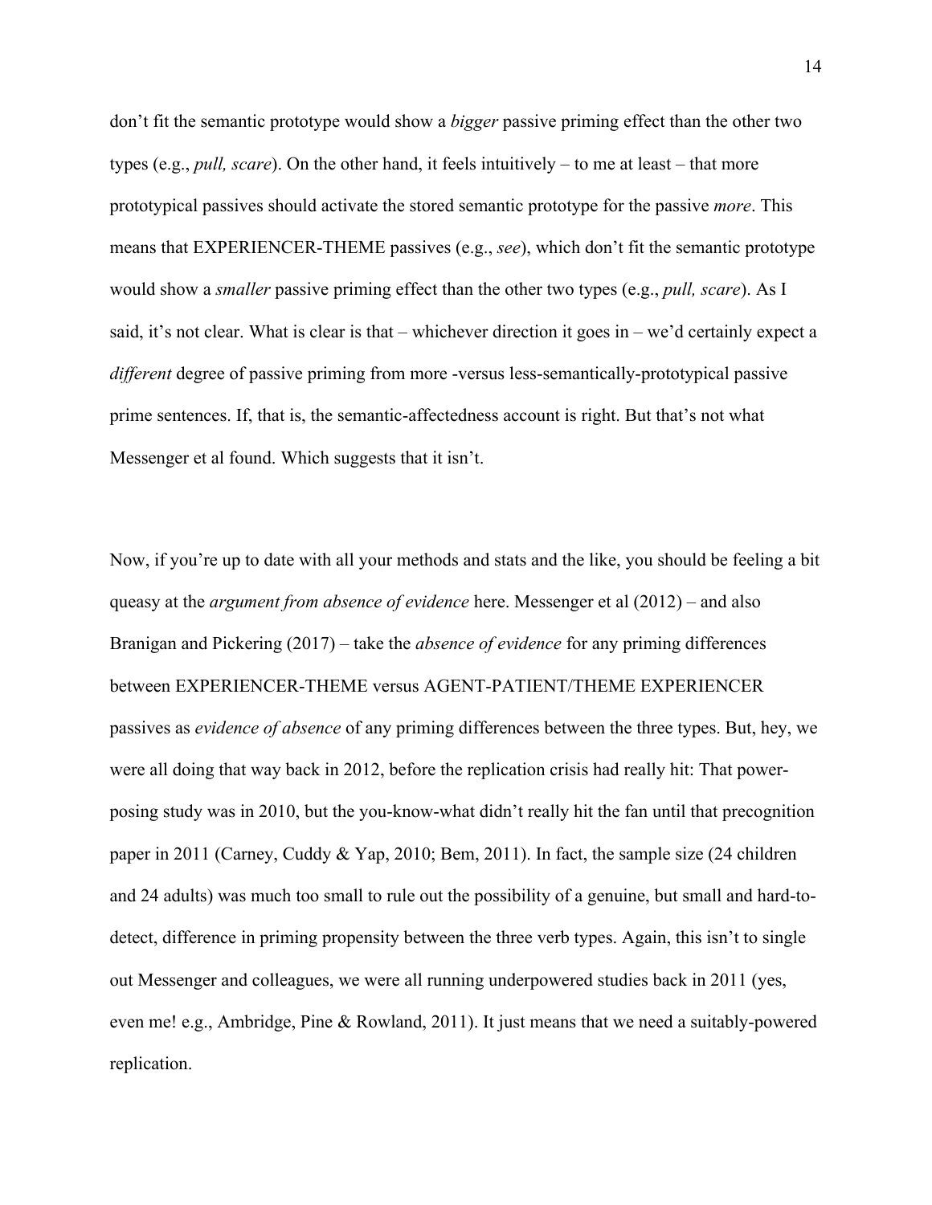don't fit the semantic prototype would show a *bigger* passive priming effect than the other two types (e.g., *pull, scare*). On the other hand, it feels intuitively – to me at least – that more prototypical passives should activate the stored semantic prototype for the passive *more*. This means that EXPERIENCER-THEME passives (e.g., *see*), which don't fit the semantic prototype would show a *smaller* passive priming effect than the other two types (e.g., *pull, scare*). As I said, it's not clear. What is clear is that – whichever direction it goes in – we'd certainly expect a *different* degree of passive priming from more -versus less-semantically-prototypical passive prime sentences. If, that is, the semantic-affectedness account is right. But that's not what Messenger et al found. Which suggests that it isn't.

Now, if you're up to date with all your methods and stats and the like, you should be feeling a bit queasy at the *argument from absence of evidence* here. Messenger et al (2012) – and also Branigan and Pickering (2017) – take the *absence of evidence* for any priming differences between EXPERIENCER-THEME versus AGENT-PATIENT/THEME EXPERIENCER passives as *evidence of absence* of any priming differences between the three types. But, hey, we were all doing that way back in 2012, before the replication crisis had really hit: That power-posing study was in 2010, but the you-know-what didn't really hit the fan until that precognition paper in 2011 (Carney, Cuddy & Yap, 2010; Bem, 2011). In fact, the sample size (24 children and 24 adults) was much too small to rule out the possibility of a genuine, but small and hard-to-detect, difference in priming propensity between the three verb types. Again, this isn't to single out Messenger and colleagues, we were all running underpowered studies back in 2011 (yes, even me! e.g., Ambridge, Pine & Rowland, 2011). It just means that we need a suitably-powered replication.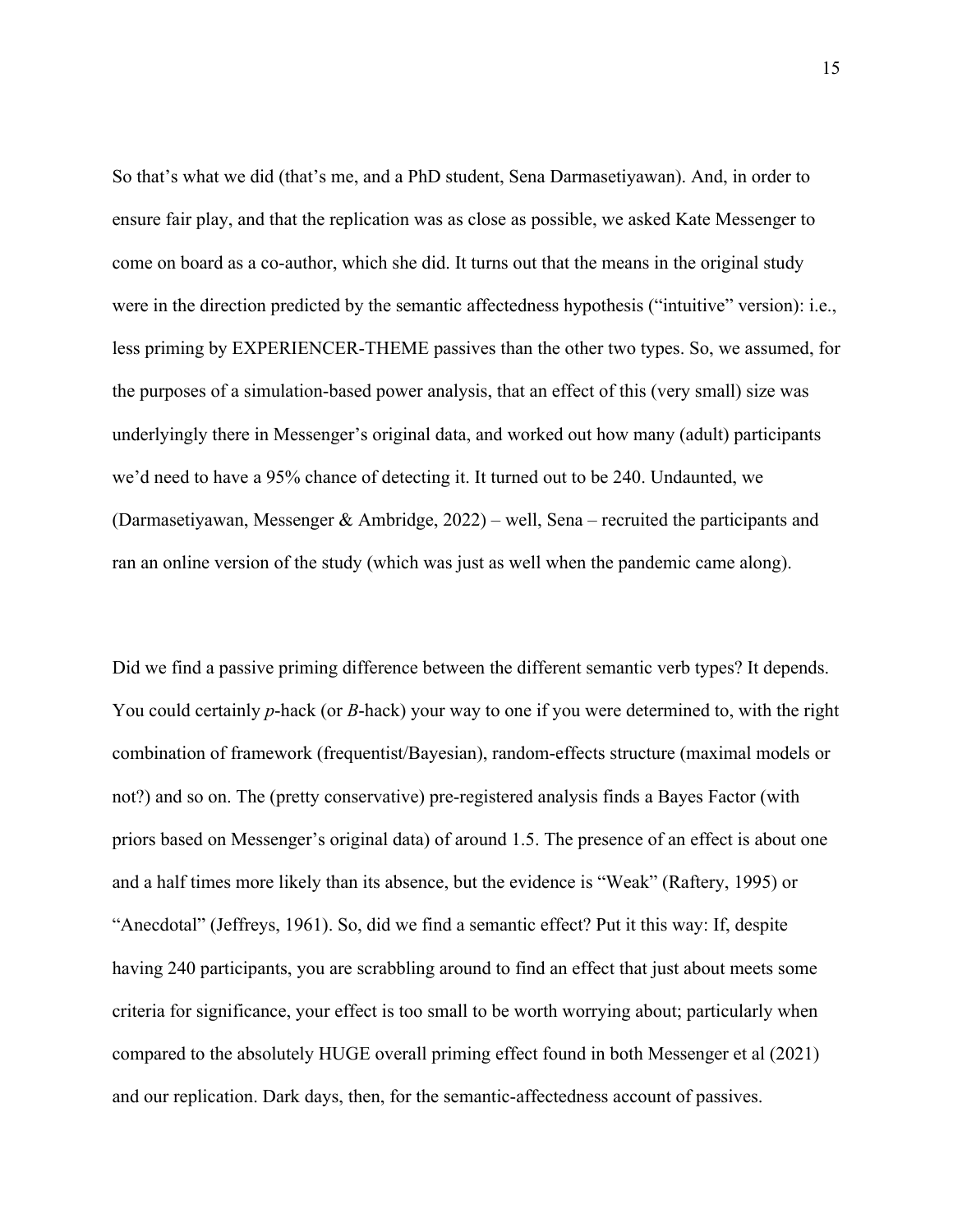So that's what we did (that's me, and a PhD student, Sena Darmasetiyawan). And, in order to ensure fair play, and that the replication was as close as possible, we asked Kate Messenger to come on board as a co-author, which she did. It turns out that the means in the original study were in the direction predicted by the semantic affectedness hypothesis ("intuitive" version): i.e., less priming by EXPERIENCER-THEME passives than the other two types. So, we assumed, for the purposes of a simulation-based power analysis, that an effect of this (very small) size was underlyingly there in Messenger's original data, and worked out how many (adult) participants we'd need to have a 95% chance of detecting it. It turned out to be 240. Undaunted, we (Darmasetiyawan, Messenger & Ambridge, 2022) – well, Sena – recruited the participants and ran an online version of the study (which was just as well when the pandemic came along).

Did we find a passive priming difference between the different semantic verb types? It depends. You could certainly *p*-hack (or *B*-hack) your way to one if you were determined to, with the right combination of framework (frequentist/Bayesian), random-effects structure (maximal models or not?) and so on. The (pretty conservative) pre-registered analysis finds a Bayes Factor (with priors based on Messenger's original data) of around 1.5. The presence of an effect is about one and a half times more likely than its absence, but the evidence is "Weak" (Raftery, 1995) or "Anecdotal" (Jeffreys, 1961). So, did we find a semantic effect? Put it this way: If, despite having 240 participants, you are scrabbling around to find an effect that just about meets some criteria for significance, your effect is too small to be worth worrying about; particularly when compared to the absolutely HUGE overall priming effect found in both Messenger et al (2021) and our replication. Dark days, then, for the semantic-affectedness account of passives.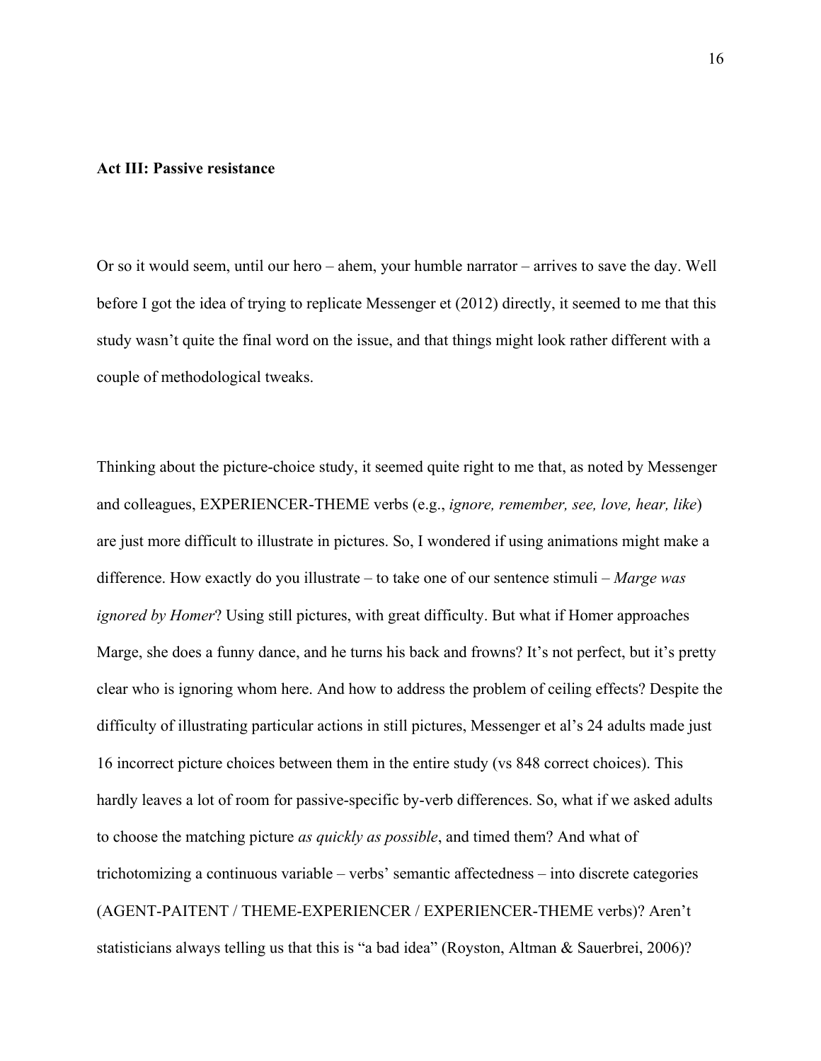**Act III: Passive resistance**

Or so it would seem, until our hero – ahem, your humble narrator – arrives to save the day. Well before I got the idea of trying to replicate Messenger et (2012) directly, it seemed to me that this study wasn't quite the final word on the issue, and that things might look rather different with a couple of methodological tweaks.

Thinking about the picture-choice study, it seemed quite right to me that, as noted by Messenger and colleagues, EXPERIENCER-THEME verbs (e.g., *ignore, remember, see, love, hear, like*) are just more difficult to illustrate in pictures. So, I wondered if using animations might make a difference. How exactly do you illustrate – to take one of our sentence stimuli – *Marge was ignored by Homer*? Using still pictures, with great difficulty. But what if Homer approaches Marge, she does a funny dance, and he turns his back and frowns? It's not perfect, but it's pretty clear who is ignoring whom here. And how to address the problem of ceiling effects? Despite the difficulty of illustrating particular actions in still pictures, Messenger et al's 24 adults made just 16 incorrect picture choices between them in the entire study (vs 848 correct choices). This hardly leaves a lot of room for passive-specific by-verb differences. So, what if we asked adults to choose the matching picture *as quickly as possible*, and timed them? And what of trichotomizing a continuous variable – verbs' semantic affectedness – into discrete categories (AGENT-PAITENT / THEME-EXPERIENCER / EXPERIENCER-THEME verbs)? Aren't statisticians always telling us that this is "a bad idea" (Royston, Altman & Sauerbrei, 2006)?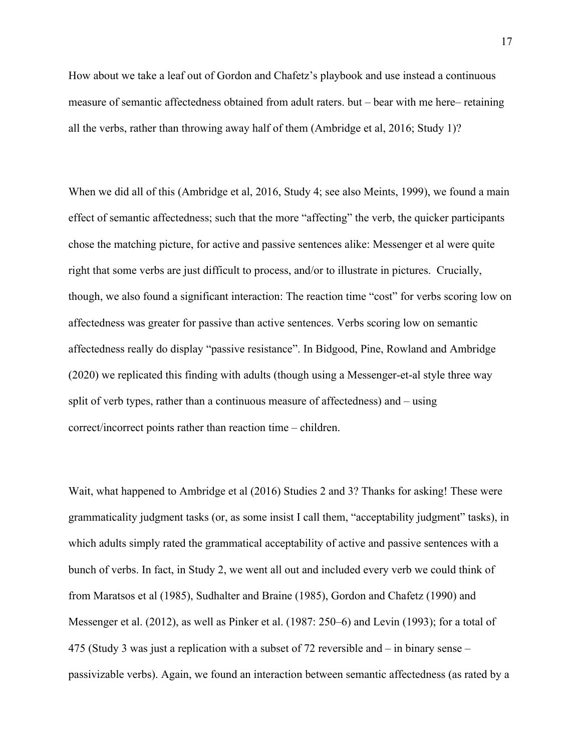How about we take a leaf out of Gordon and Chafetz's playbook and use instead a continuous measure of semantic affectedness obtained from adult raters. but – bear with me here– retaining all the verbs, rather than throwing away half of them (Ambridge et al, 2016; Study 1)?

When we did all of this (Ambridge et al, 2016, Study 4; see also Meints, 1999), we found a main effect of semantic affectedness; such that the more "affecting" the verb, the quicker participants chose the matching picture, for active and passive sentences alike: Messenger et al were quite right that some verbs are just difficult to process, and/or to illustrate in pictures. Crucially, though, we also found a significant interaction: The reaction time "cost" for verbs scoring low on affectedness was greater for passive than active sentences. Verbs scoring low on semantic affectedness really do display "passive resistance". In Bidgood, Pine, Rowland and Ambridge (2020) we replicated this finding with adults (though using a Messenger-et-al style three way split of verb types, rather than a continuous measure of affectedness) and – using correct/incorrect points rather than reaction time – children.

Wait, what happened to Ambridge et al (2016) Studies 2 and 3? Thanks for asking! These were grammaticality judgment tasks (or, as some insist I call them, "acceptability judgment" tasks), in which adults simply rated the grammatical acceptability of active and passive sentences with a bunch of verbs. In fact, in Study 2, we went all out and included every verb we could think of from Maratsos et al (1985), Sudhalter and Braine (1985), Gordon and Chafetz (1990) and Messenger et al. (2012), as well as Pinker et al. (1987: 250–6) and Levin (1993); for a total of 475 (Study 3 was just a replication with a subset of 72 reversible and – in binary sense – passivizable verbs). Again, we found an interaction between semantic affectedness (as rated by a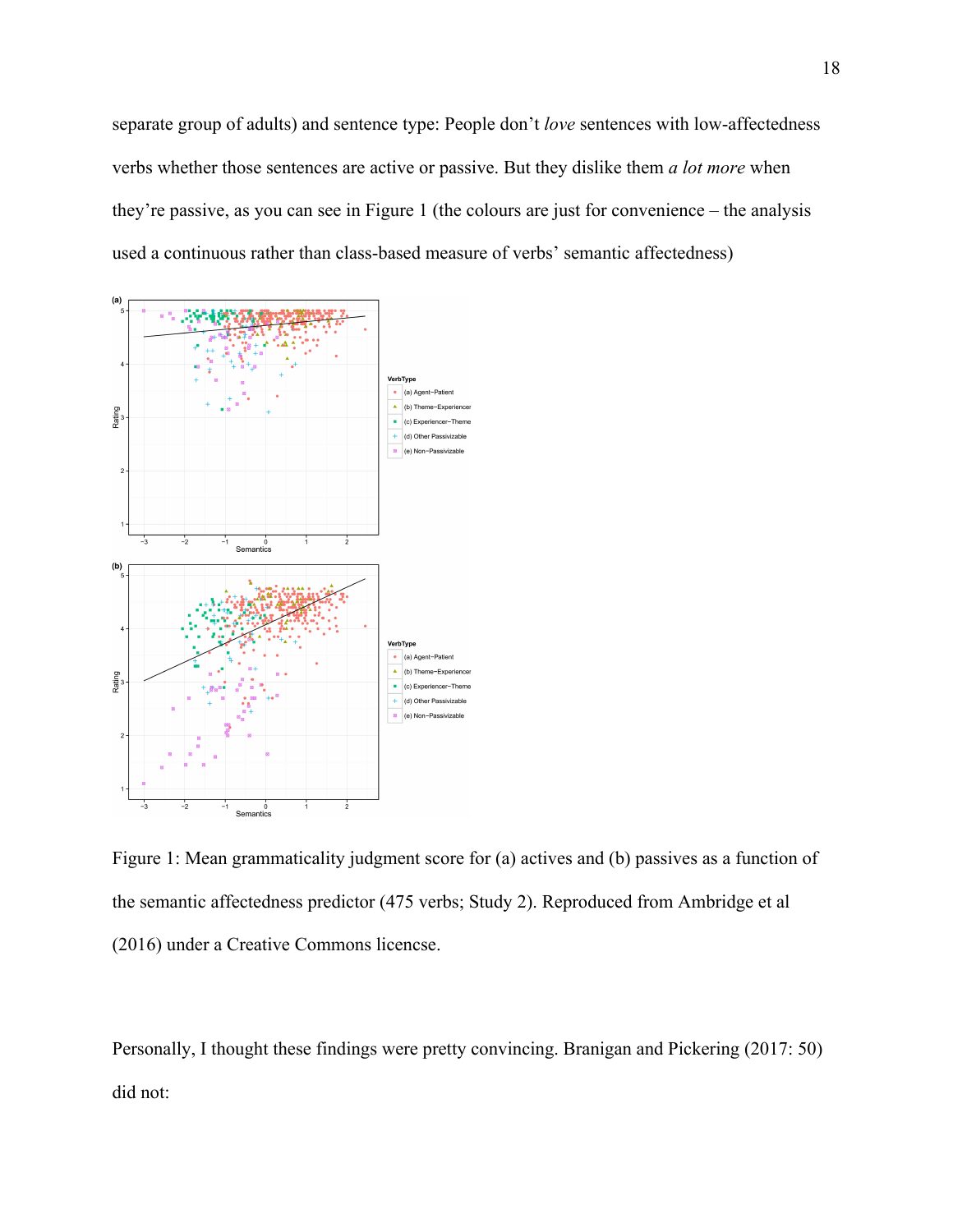separate group of adults) and sentence type: People don't *love* sentences with low-affectedness verbs whether those sentences are active or passive. But they dislike them *a lot more* when they're passive, as you can see in Figure 1 (the colours are just for convenience – the analysis used a continuous rather than class-based measure of verbs' semantic affectedness)

Figure 1: Mean grammaticality judgment score for (a) actives and (b) passives as a function of the semantic affectedness predictor (475 verbs; Study 2). Reproduced from Ambridge et al (2016) under a Creative Commons licencse.

Personally, I thought these findings were pretty convincing. Branigan and Pickering (2017: 50) did not: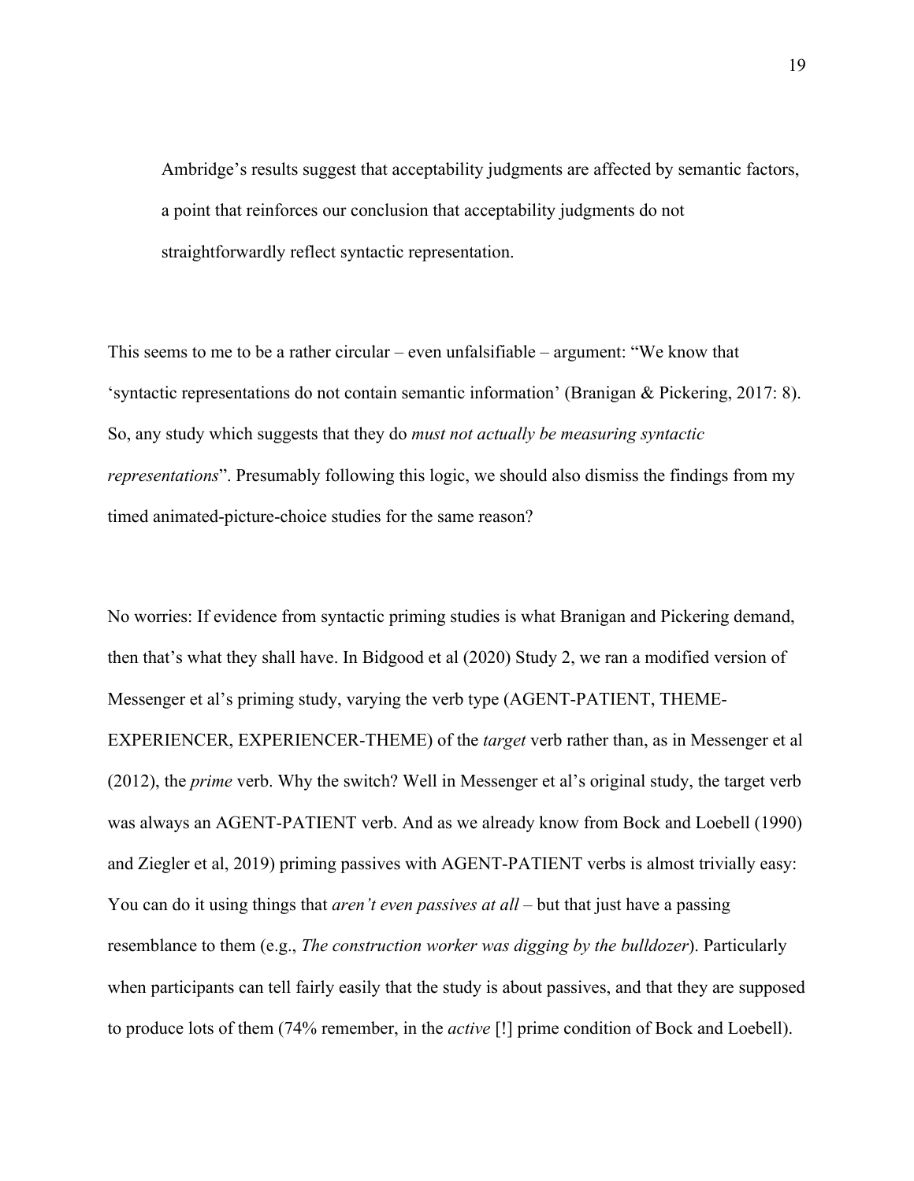> Ambridge's results suggest that acceptability judgments are affected by semantic factors, a point that reinforces our conclusion that acceptability judgments do not straightforwardly reflect syntactic representation.

This seems to me to be a rather circular – even unfalsifiable – argument: "We know that 'syntactic representations do not contain semantic information' (Branigan & Pickering, 2017: 8). So, any study which suggests that they do *must not actually be measuring syntactic representations*". Presumably following this logic, we should also dismiss the findings from my timed animated-picture-choice studies for the same reason?

No worries: If evidence from syntactic priming studies is what Branigan and Pickering demand, then that's what they shall have. In Bidgood et al (2020) Study 2, we ran a modified version of Messenger et al's priming study, varying the verb type (AGENT-PATIENT, THEME-EXPERIENCER, EXPERIENCER-THEME) of the *target* verb rather than, as in Messenger et al (2012), the *prime* verb. Why the switch? Well in Messenger et al's original study, the target verb was always an AGENT-PATIENT verb. And as we already know from Bock and Loebell (1990) and Ziegler et al, 2019) priming passives with AGENT-PATIENT verbs is almost trivially easy: You can do it using things that *aren't even passives at all* – but that just have a passing resemblance to them (e.g., *The construction worker was digging by the bulldozer*). Particularly when participants can tell fairly easily that the study is about passives, and that they are supposed to produce lots of them (74% remember, in the *active* [!] prime condition of Bock and Loebell).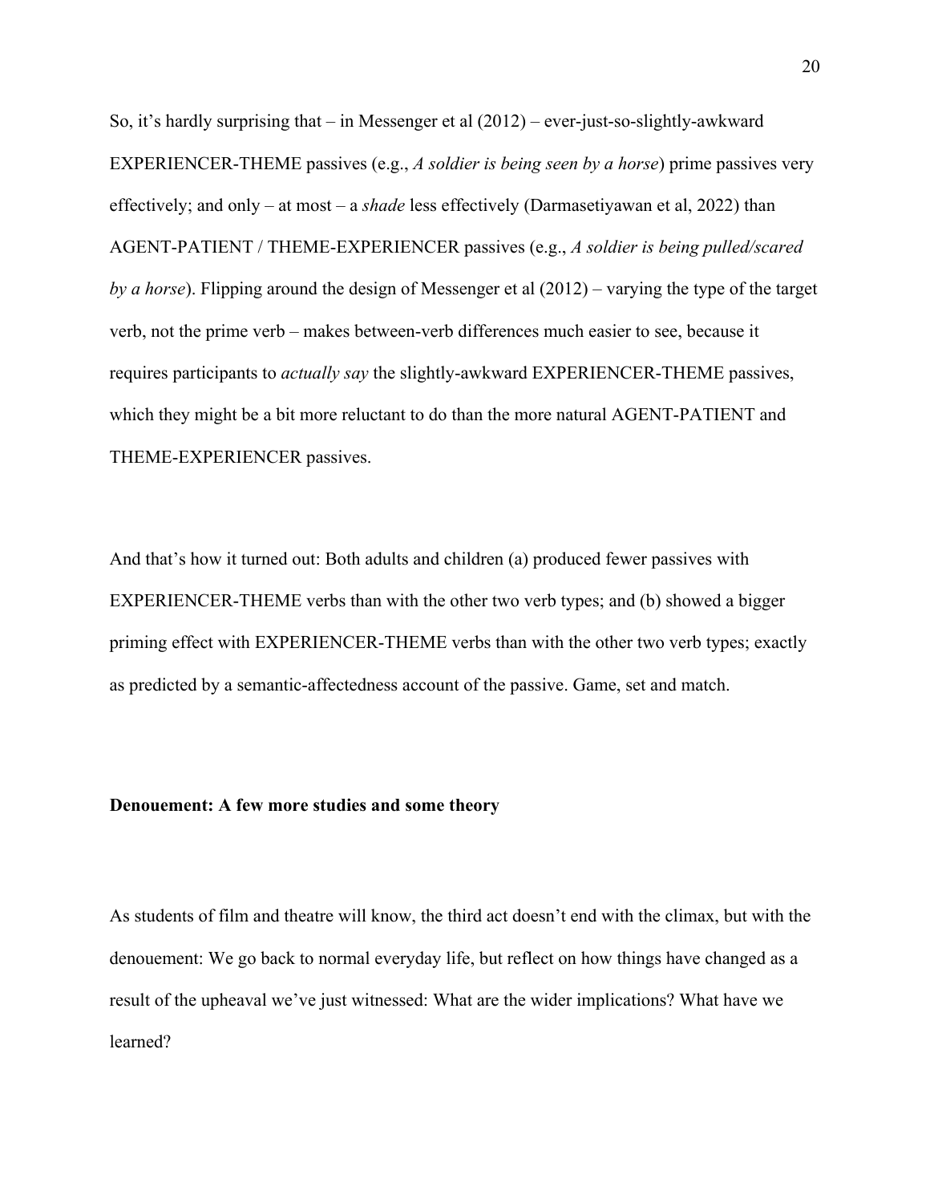So, it's hardly surprising that – in Messenger et al (2012) – ever-just-so-slightly-awkward EXPERIENCER-THEME passives (e.g., *A soldier is being seen by a horse*) prime passives very effectively; and only – at most – a *shade* less effectively (Darmasetiyawan et al, 2022) than AGENT-PATIENT / THEME-EXPERIENCER passives (e.g., *A soldier is being pulled/scared by a horse*). Flipping around the design of Messenger et al (2012) – varying the type of the target verb, not the prime verb – makes between-verb differences much easier to see, because it requires participants to *actually say* the slightly-awkward EXPERIENCER-THEME passives, which they might be a bit more reluctant to do than the more natural AGENT-PATIENT and THEME-EXPERIENCER passives.

And that's how it turned out: Both adults and children (a) produced fewer passives with EXPERIENCER-THEME verbs than with the other two verb types; and (b) showed a bigger priming effect with EXPERIENCER-THEME verbs than with the other two verb types; exactly as predicted by a semantic-affectedness account of the passive. Game, set and match.

**Denouement: A few more studies and some theory**

As students of film and theatre will know, the third act doesn't end with the climax, but with the denouement: We go back to normal everyday life, but reflect on how things have changed as a result of the upheaval we've just witnessed: What are the wider implications? What have we learned?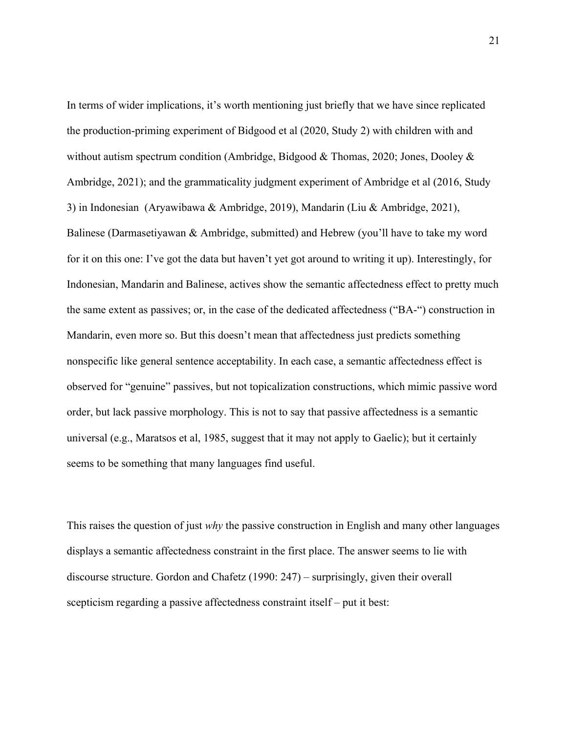In terms of wider implications, it's worth mentioning just briefly that we have since replicated the production-priming experiment of Bidgood et al (2020, Study 2) with children with and without autism spectrum condition (Ambridge, Bidgood & Thomas, 2020; Jones, Dooley & Ambridge, 2021); and the grammaticality judgment experiment of Ambridge et al (2016, Study 3) in Indonesian (Aryawibawa & Ambridge, 2019), Mandarin (Liu & Ambridge, 2021), Balinese (Darmasetiyawan & Ambridge, submitted) and Hebrew (you'll have to take my word for it on this one: I've got the data but haven't yet got around to writing it up). Interestingly, for Indonesian, Mandarin and Balinese, actives show the semantic affectedness effect to pretty much the same extent as passives; or, in the case of the dedicated affectedness ("BA-") construction in Mandarin, even more so. But this doesn't mean that affectedness just predicts something nonspecific like general sentence acceptability. In each case, a semantic affectedness effect is observed for "genuine" passives, but not topicalization constructions, which mimic passive word order, but lack passive morphology. This is not to say that passive affectedness is a semantic universal (e.g., Maratsos et al, 1985, suggest that it may not apply to Gaelic); but it certainly seems to be something that many languages find useful.

This raises the question of just *why* the passive construction in English and many other languages displays a semantic affectedness constraint in the first place. The answer seems to lie with discourse structure. Gordon and Chafetz (1990: 247) – surprisingly, given their overall scepticism regarding a passive affectedness constraint itself – put it best: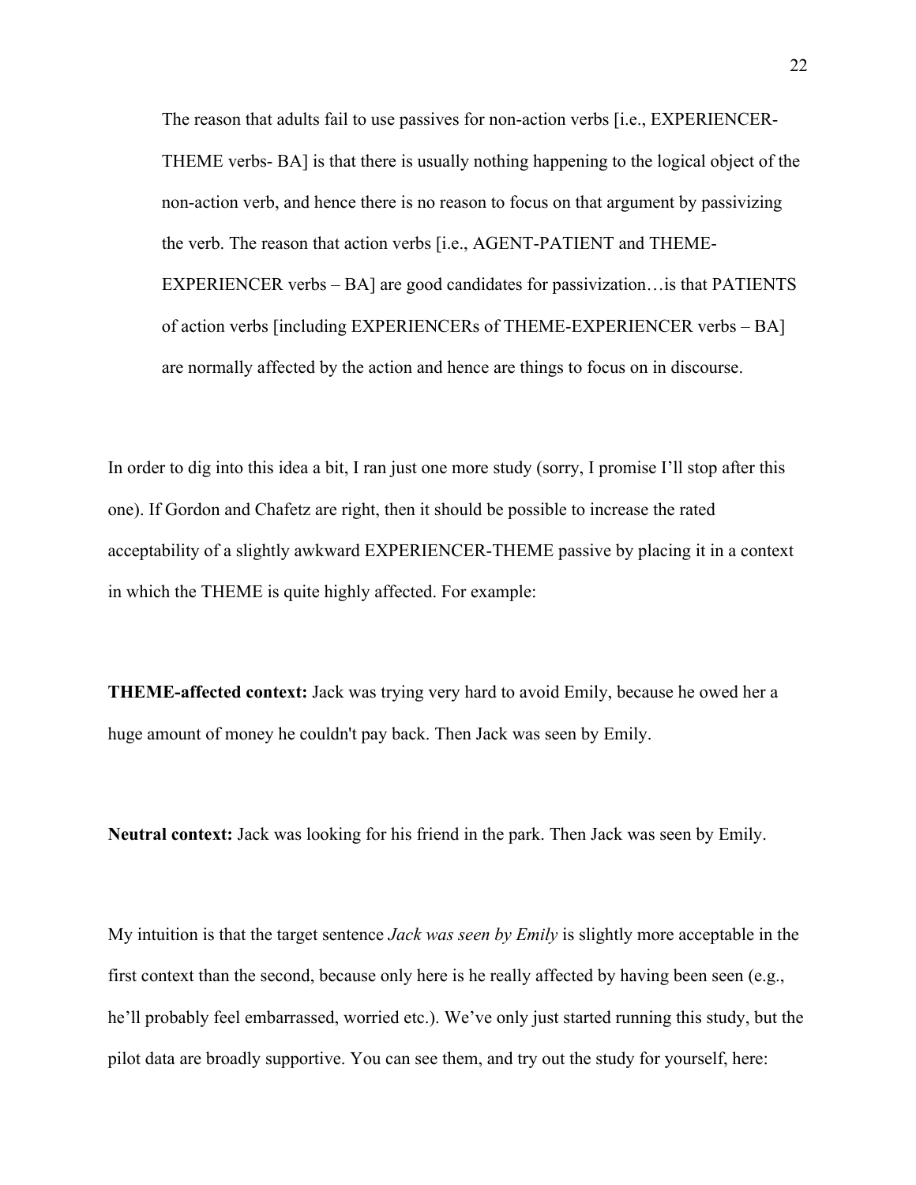> The reason that adults fail to use passives for non-action verbs [i.e., EXPERIENCER-THEME verbs- BA] is that there is usually nothing happening to the logical object of the non-action verb, and hence there is no reason to focus on that argument by passivizing the verb. The reason that action verbs [i.e., AGENT-PATIENT and THEME-EXPERIENCER verbs – BA] are good candidates for passivization…is that PATIENTS of action verbs [including EXPERIENCERs of THEME-EXPERIENCER verbs – BA] are normally affected by the action and hence are things to focus on in discourse.

In order to dig into this idea a bit, I ran just one more study (sorry, I promise I'll stop after this one). If Gordon and Chafetz are right, then it should be possible to increase the rated acceptability of a slightly awkward EXPERIENCER-THEME passive by placing it in a context in which the THEME is quite highly affected. For example:

**THEME-affected context:** Jack was trying very hard to avoid Emily, because he owed her a huge amount of money he couldn't pay back. Then Jack was seen by Emily.

**Neutral context:** Jack was looking for his friend in the park. Then Jack was seen by Emily.

My intuition is that the target sentence *Jack was seen by Emily* is slightly more acceptable in the first context than the second, because only here is he really affected by having been seen (e.g., he'll probably feel embarrassed, worried etc.). We've only just started running this study, but the pilot data are broadly supportive. You can see them, and try out the study for yourself, here: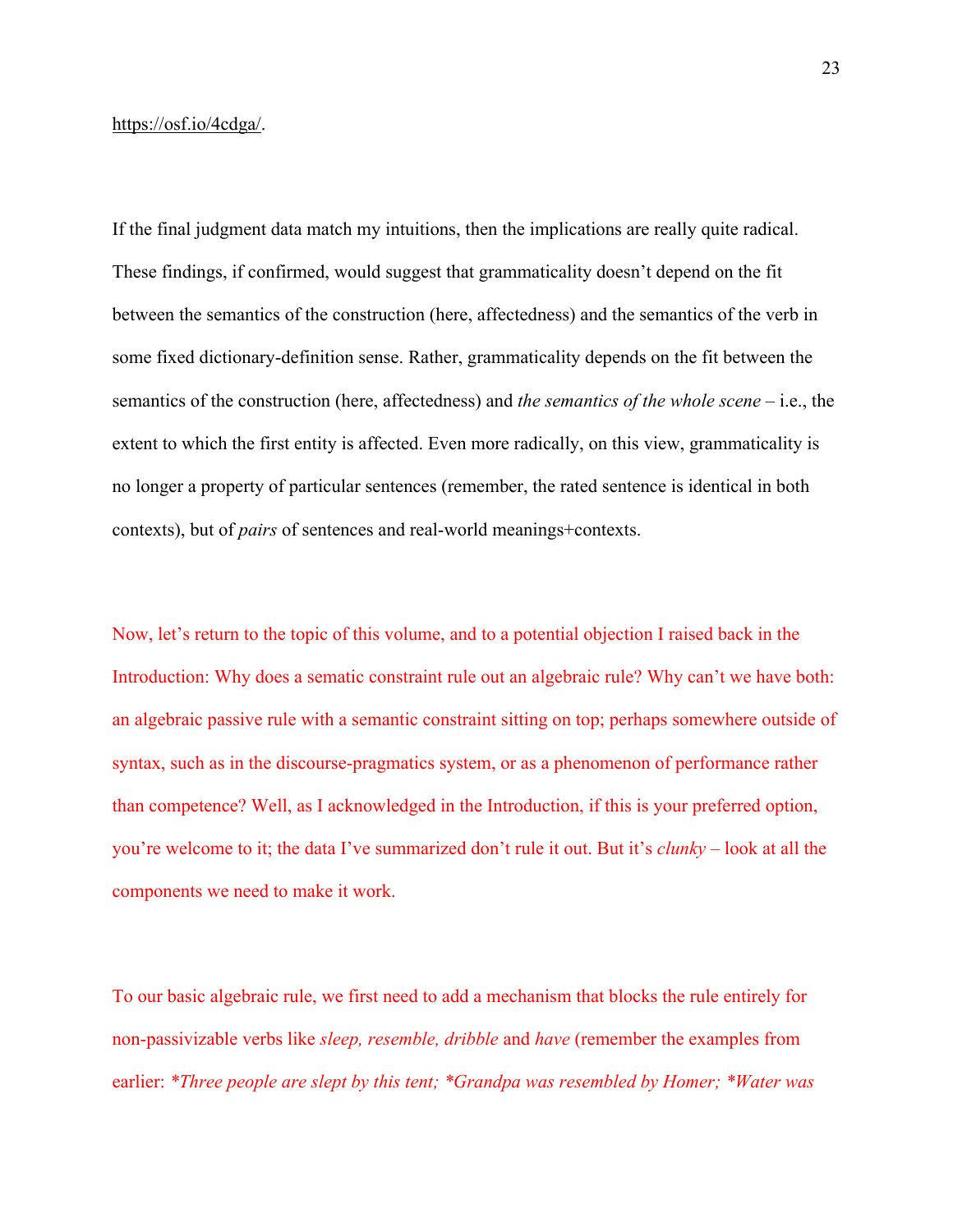https://osf.io/4cdga/.

If the final judgment data match my intuitions, then the implications are really quite radical. These findings, if confirmed, would suggest that grammaticality doesn't depend on the fit between the semantics of the construction (here, affectedness) and the semantics of the verb in some fixed dictionary-definition sense. Rather, grammaticality depends on the fit between the semantics of the construction (here, affectedness) and *the semantics of the whole scene* – i.e., the extent to which the first entity is affected. Even more radically, on this view, grammaticality is no longer a property of particular sentences (remember, the rated sentence is identical in both contexts), but of *pairs* of sentences and real-world meanings+contexts.

Now, let's return to the topic of this volume, and to a potential objection I raised back in the Introduction: Why does a sematic constraint rule out an algebraic rule? Why can't we have both: an algebraic passive rule with a semantic constraint sitting on top; perhaps somewhere outside of syntax, such as in the discourse-pragmatics system, or as a phenomenon of performance rather than competence? Well, as I acknowledged in the Introduction, if this is your preferred option, you're welcome to it; the data I've summarized don't rule it out. But it's *clunky* – look at all the components we need to make it work.

To our basic algebraic rule, we first need to add a mechanism that blocks the rule entirely for non-passivizable verbs like *sleep, resemble, dribble* and *have* (remember the examples from earlier: *\*Three people are slept by this tent; \*Grandpa was resembled by Homer; \*Water was*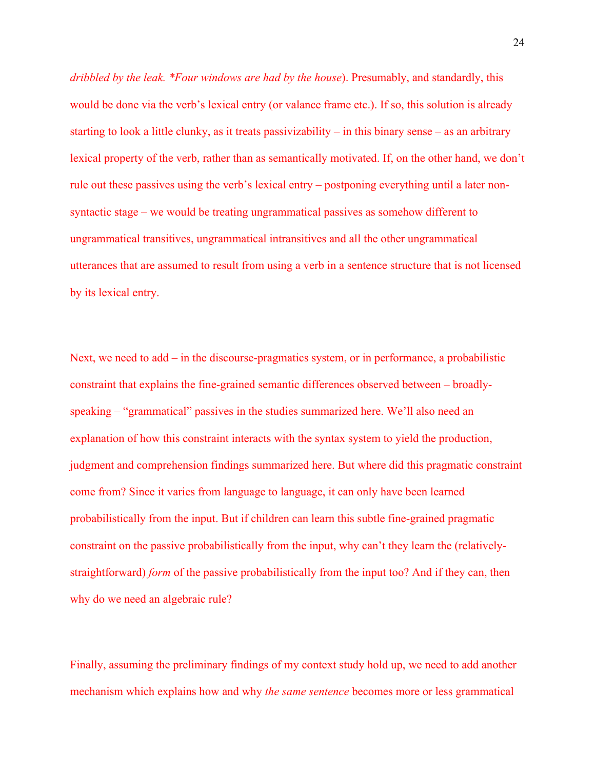*dribbled by the leak. *Four windows are had by the house*). Presumably, and standardly, this would be done via the verb's lexical entry (or valance frame etc.). If so, this solution is already starting to look a little clunky, as it treats passivizability – in this binary sense – as an arbitrary lexical property of the verb, rather than as semantically motivated. If, on the other hand, we don't rule out these passives using the verb's lexical entry – postponing everything until a later non-syntactic stage – we would be treating ungrammatical passives as somehow different to ungrammatical transitives, ungrammatical intransitives and all the other ungrammatical utterances that are assumed to result from using a verb in a sentence structure that is not licensed by its lexical entry.

Next, we need to add – in the discourse-pragmatics system, or in performance, a probabilistic constraint that explains the fine-grained semantic differences observed between – broadly-speaking – "grammatical" passives in the studies summarized here. We'll also need an explanation of how this constraint interacts with the syntax system to yield the production, judgment and comprehension findings summarized here. But where did this pragmatic constraint come from? Since it varies from language to language, it can only have been learned probabilistically from the input. But if children can learn this subtle fine-grained pragmatic constraint on the passive probabilistically from the input, why can't they learn the (relatively-straightforward) *form* of the passive probabilistically from the input too? And if they can, then why do we need an algebraic rule?

Finally, assuming the preliminary findings of my context study hold up, we need to add another mechanism which explains how and why *the same sentence* becomes more or less grammatical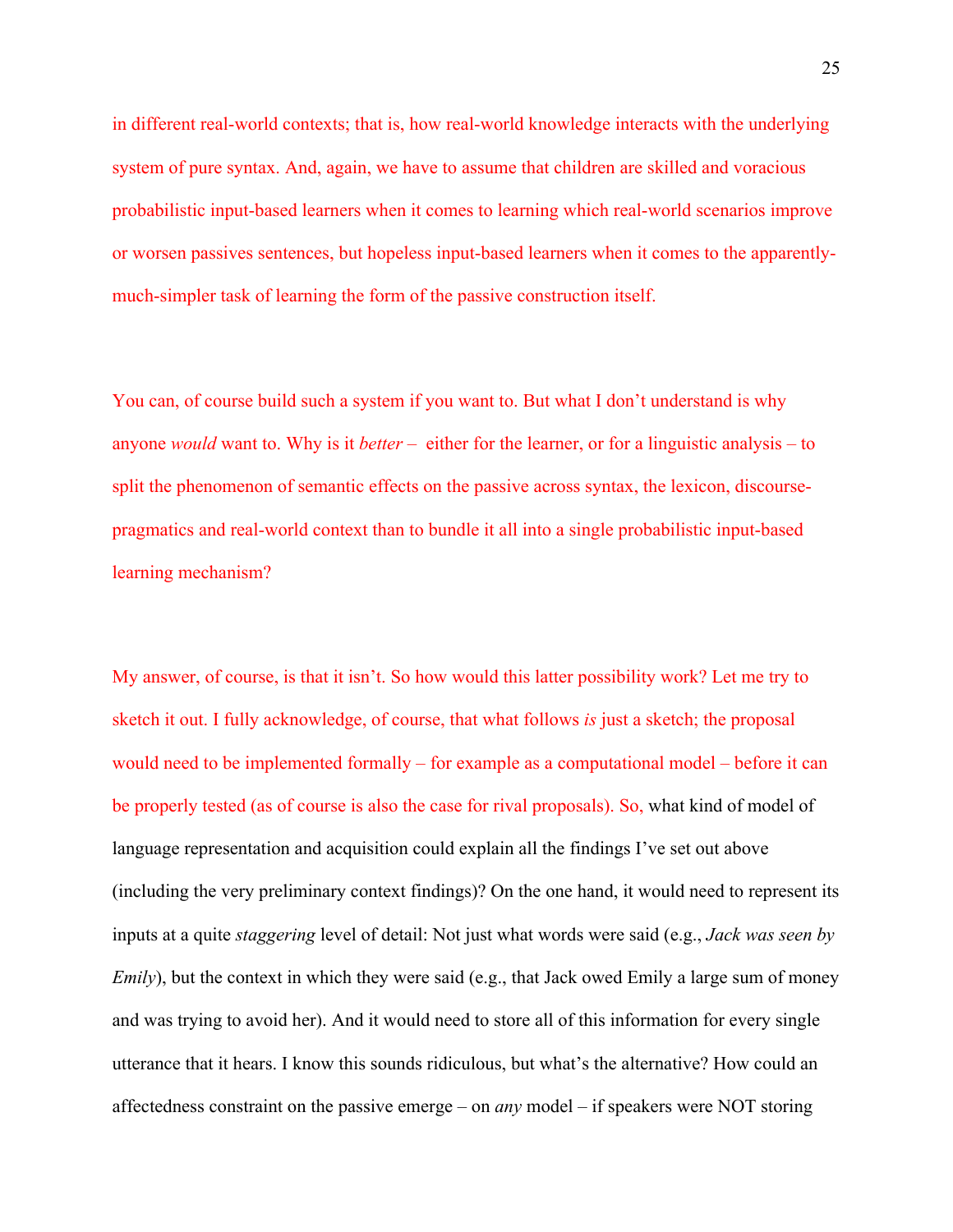in different real-world contexts; that is, how real-world knowledge interacts with the underlying system of pure syntax. And, again, we have to assume that children are skilled and voracious probabilistic input-based learners when it comes to learning which real-world scenarios improve or worsen passives sentences, but hopeless input-based learners when it comes to the apparently-much-simpler task of learning the form of the passive construction itself.

You can, of course build such a system if you want to. But what I don't understand is why anyone *would* want to. Why is it *better* – either for the learner, or for a linguistic analysis – to split the phenomenon of semantic effects on the passive across syntax, the lexicon, discourse-pragmatics and real-world context than to bundle it all into a single probabilistic input-based learning mechanism?

My answer, of course, is that it isn't. So how would this latter possibility work? Let me try to sketch it out. I fully acknowledge, of course, that what follows *is* just a sketch; the proposal would need to be implemented formally – for example as a computational model – before it can be properly tested (as of course is also the case for rival proposals). So, what kind of model of language representation and acquisition could explain all the findings I've set out above (including the very preliminary context findings)? On the one hand, it would need to represent its inputs at a quite *staggering* level of detail: Not just what words were said (e.g., *Jack was seen by Emily*), but the context in which they were said (e.g., that Jack owed Emily a large sum of money and was trying to avoid her). And it would need to store all of this information for every single utterance that it hears. I know this sounds ridiculous, but what's the alternative? How could an affectedness constraint on the passive emerge – on *any* model – if speakers were NOT storing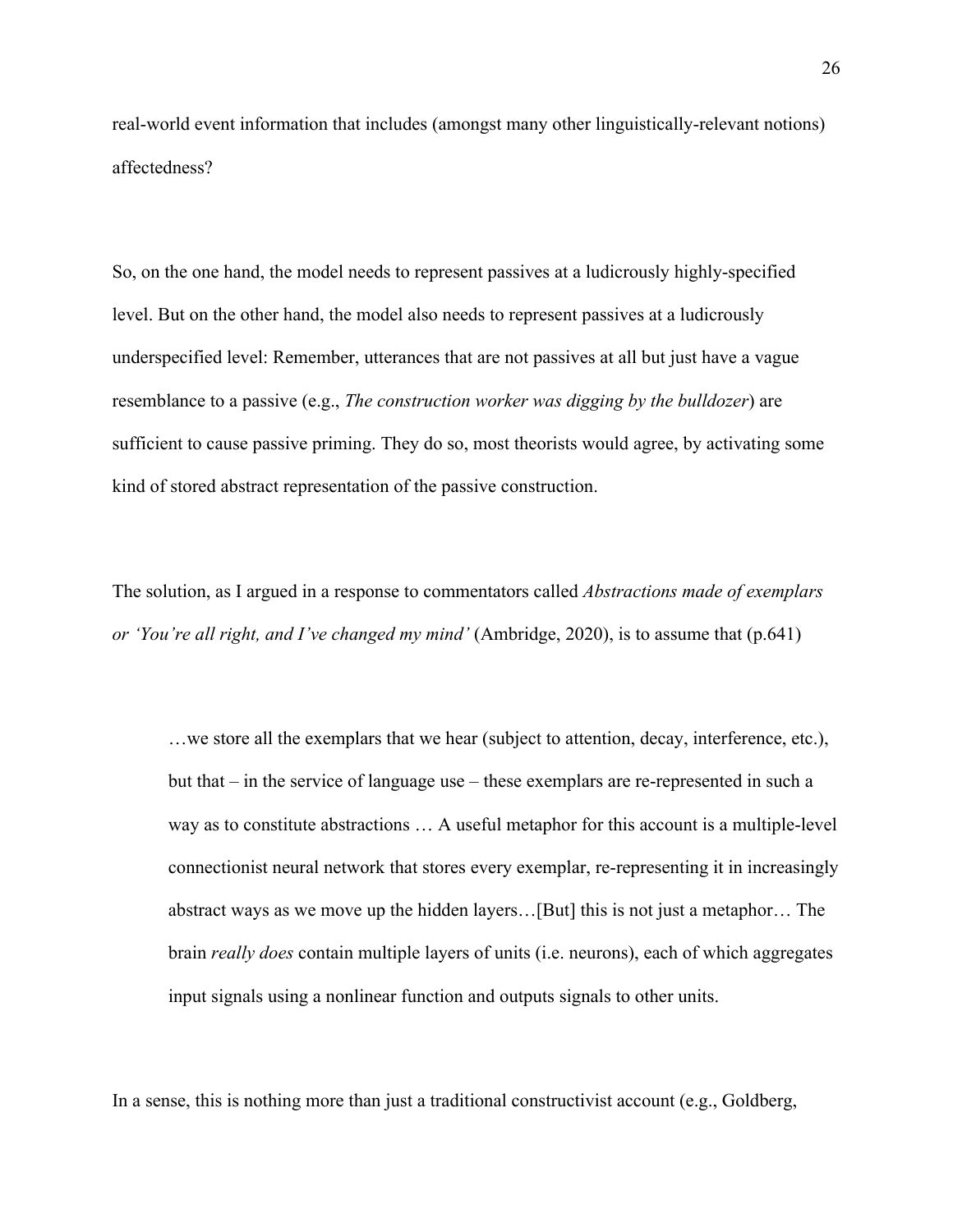real-world event information that includes (amongst many other linguistically-relevant notions) affectedness?

So, on the one hand, the model needs to represent passives at a ludicrously highly-specified level. But on the other hand, the model also needs to represent passives at a ludicrously underspecified level: Remember, utterances that are not passives at all but just have a vague resemblance to a passive (e.g., *The construction worker was digging by the bulldozer*) are sufficient to cause passive priming. They do so, most theorists would agree, by activating some kind of stored abstract representation of the passive construction.

The solution, as I argued in a response to commentators called *Abstractions made of exemplars or 'You're all right, and I've changed my mind'* (Ambridge, 2020), is to assume that (p.641)

> …we store all the exemplars that we hear (subject to attention, decay, interference, etc.), but that – in the service of language use – these exemplars are re-represented in such a way as to constitute abstractions … A useful metaphor for this account is a multiple-level connectionist neural network that stores every exemplar, re-representing it in increasingly abstract ways as we move up the hidden layers…[But] this is not just a metaphor… The brain *really does* contain multiple layers of units (i.e. neurons), each of which aggregates input signals using a nonlinear function and outputs signals to other units.

In a sense, this is nothing more than just a traditional constructivist account (e.g., Goldberg,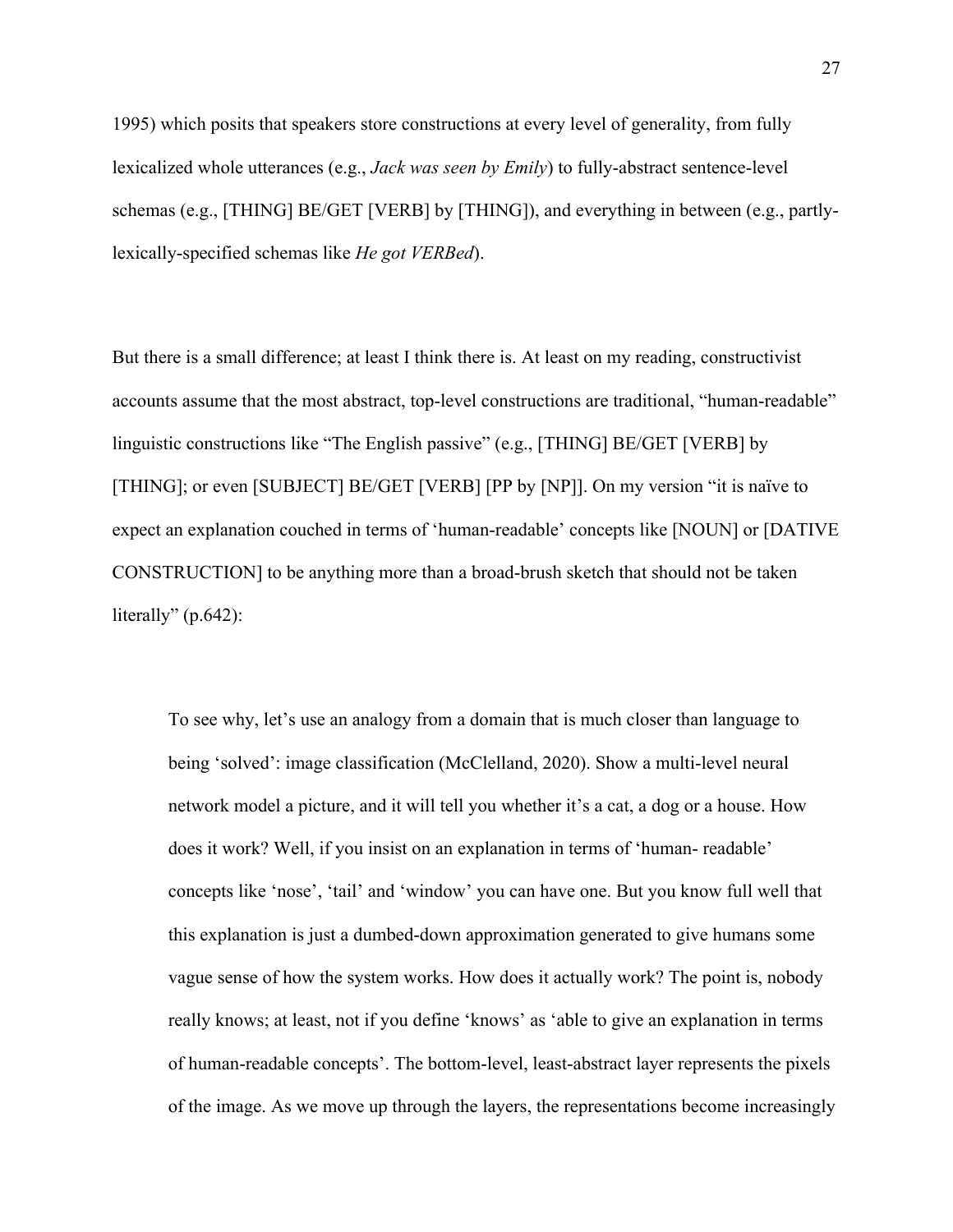1995) which posits that speakers store constructions at every level of generality, from fully lexicalized whole utterances (e.g., *Jack was seen by Emily*) to fully-abstract sentence-level schemas (e.g., [THING] BE/GET [VERB] by [THING]), and everything in between (e.g., partly-lexically-specified schemas like *He got VERBed*).

But there is a small difference; at least I think there is. At least on my reading, constructivist accounts assume that the most abstract, top-level constructions are traditional, "human-readable" linguistic constructions like "The English passive" (e.g., [THING] BE/GET [VERB] by [THING]; or even [SUBJECT] BE/GET [VERB] [PP by [NP]]. On my version "it is naïve to expect an explanation couched in terms of 'human-readable' concepts like [NOUN] or [DATIVE CONSTRUCTION] to be anything more than a broad-brush sketch that should not be taken literally" (p.642):

> To see why, let's use an analogy from a domain that is much closer than language to being 'solved': image classification (McClelland, 2020). Show a multi-level neural network model a picture, and it will tell you whether it's a cat, a dog or a house. How does it work? Well, if you insist on an explanation in terms of 'human- readable' concepts like 'nose', 'tail' and 'window' you can have one. But you know full well that this explanation is just a dumbed-down approximation generated to give humans some vague sense of how the system works. How does it actually work? The point is, nobody really knows; at least, not if you define 'knows' as 'able to give an explanation in terms of human-readable concepts'. The bottom-level, least-abstract layer represents the pixels of the image. As we move up through the layers, the representations become increasingly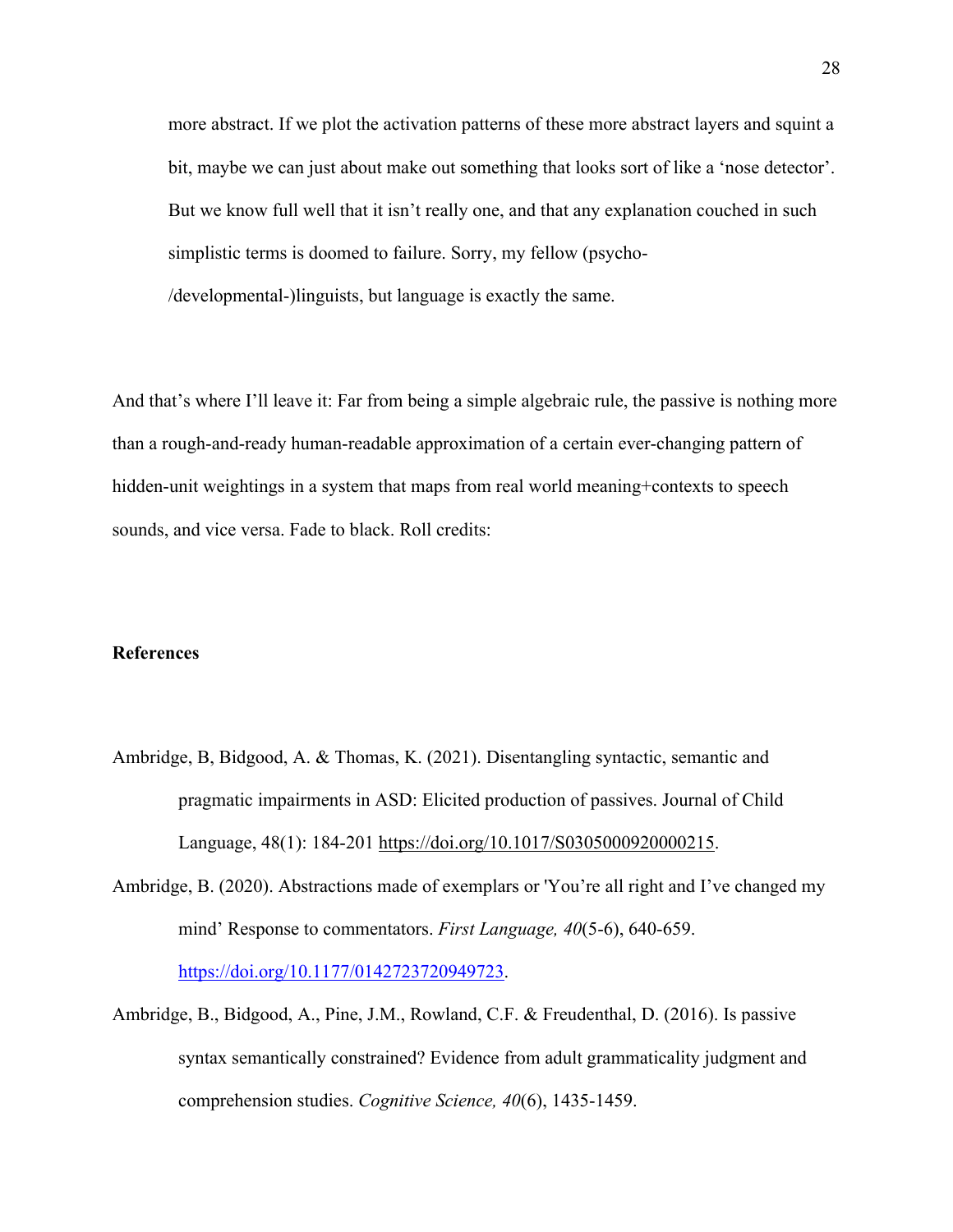> more abstract. If we plot the activation patterns of these more abstract layers and squint a bit, maybe we can just about make out something that looks sort of like a 'nose detector'. But we know full well that it isn't really one, and that any explanation couched in such simplistic terms is doomed to failure. Sorry, my fellow (psycho-/developmental-)linguists, but language is exactly the same.

And that's where I'll leave it: Far from being a simple algebraic rule, the passive is nothing more than a rough-and-ready human-readable approximation of a certain ever-changing pattern of hidden-unit weightings in a system that maps from real world meaning+contexts to speech sounds, and vice versa. Fade to black. Roll credits:

**References**

Ambridge, B, Bidgood, A. & Thomas, K. (2021). Disentangling syntactic, semantic and pragmatic impairments in ASD: Elicited production of passives. Journal of Child Language, 48(1): 184-201 https://doi.org/10.1017/S0305000920000215.

Ambridge, B. (2020). Abstractions made of exemplars or 'You're all right and I've changed my mind' Response to commentators. *First Language, 40*(5-6), 640-659. https://doi.org/10.1177/0142723720949723.

Ambridge, B., Bidgood, A., Pine, J.M., Rowland, C.F. & Freudenthal, D. (2016). Is passive syntax semantically constrained? Evidence from adult grammaticality judgment and comprehension studies. *Cognitive Science, 40*(6), 1435-1459.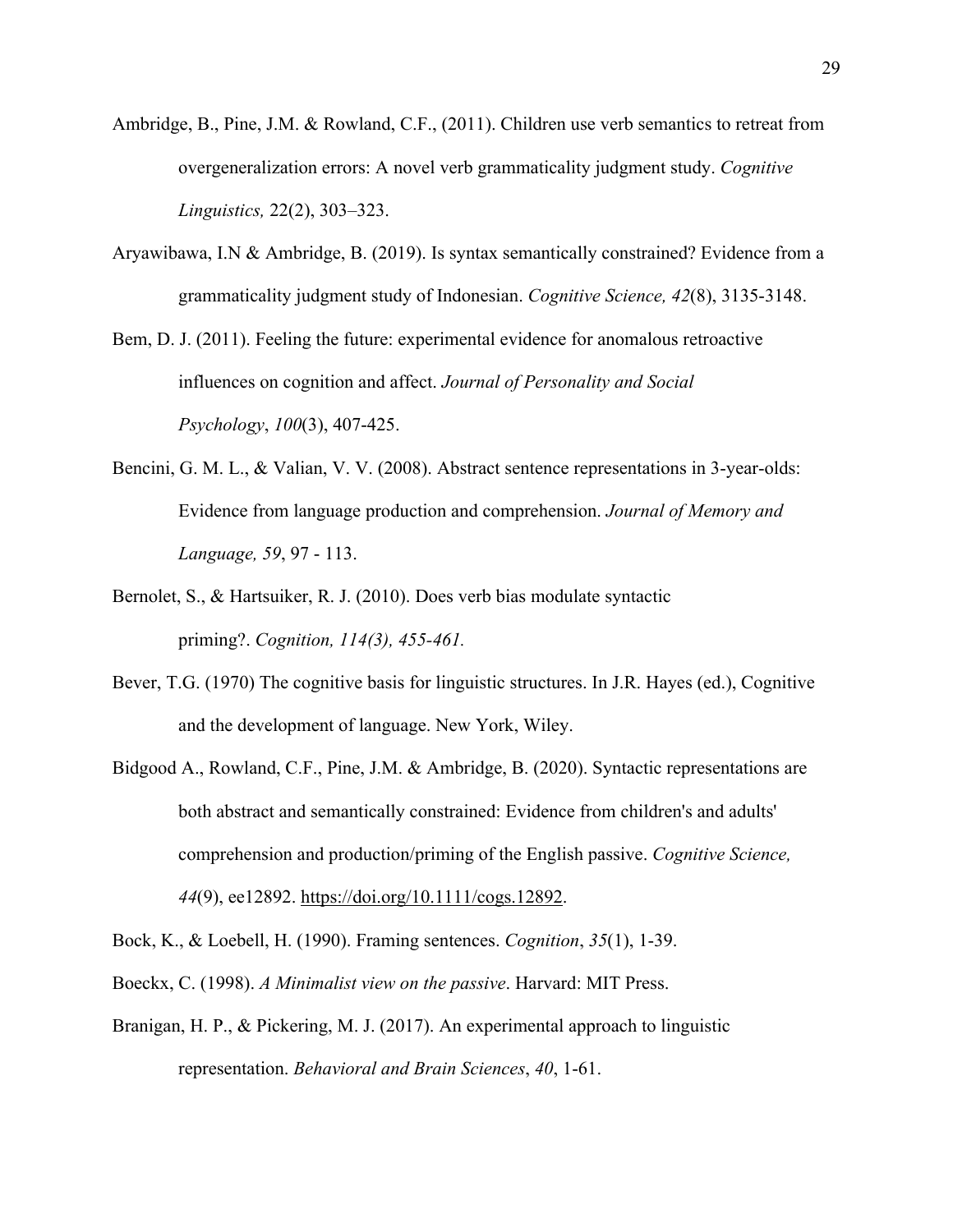Ambridge, B., Pine, J.M. & Rowland, C.F., (2011). Children use verb semantics to retreat from overgeneralization errors: A novel verb grammaticality judgment study. *Cognitive Linguistics,* 22(2), 303–323.

Aryawibawa, I.N & Ambridge, B. (2019). Is syntax semantically constrained? Evidence from a grammaticality judgment study of Indonesian. *Cognitive Science, 42*(8), 3135-3148.

Bem, D. J. (2011). Feeling the future: experimental evidence for anomalous retroactive influences on cognition and affect. *Journal of Personality and Social Psychology*, *100*(3), 407-425.

Bencini, G. M. L., & Valian, V. V. (2008). Abstract sentence representations in 3-year-olds: Evidence from language production and comprehension. *Journal of Memory and Language, 59*, 97 - 113.

Bernolet, S., & Hartsuiker, R. J. (2010). Does verb bias modulate syntactic priming?. *Cognition, 114(3), 455-461.*

Bever, T.G. (1970) The cognitive basis for linguistic structures. In J.R. Hayes (ed.), Cognitive and the development of language. New York, Wiley.

Bidgood A., Rowland, C.F., Pine, J.M. & Ambridge, B. (2020). Syntactic representations are both abstract and semantically constrained: Evidence from children's and adults' comprehension and production/priming of the English passive. *Cognitive Science, 44*(9), ee12892. https://doi.org/10.1111/cogs.12892.

Bock, K., & Loebell, H. (1990). Framing sentences. *Cognition*, *35*(1), 1-39.

Boeckx, C. (1998). *A Minimalist view on the passive*. Harvard: MIT Press.

Branigan, H. P., & Pickering, M. J. (2017). An experimental approach to linguistic representation. *Behavioral and Brain Sciences*, *40*, 1-61.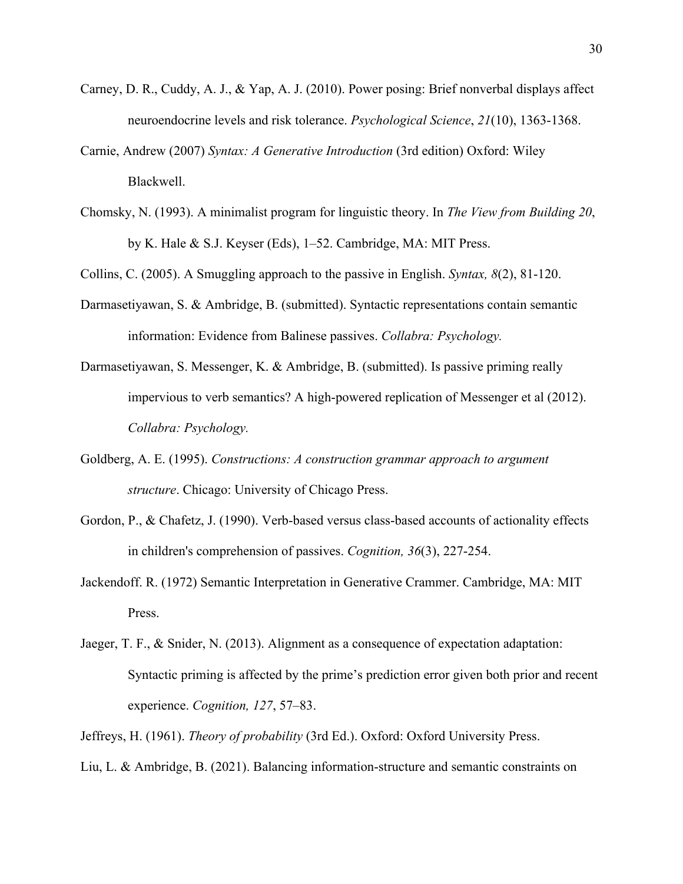Carney, D. R., Cuddy, A. J., & Yap, A. J. (2010). Power posing: Brief nonverbal displays affect neuroendocrine levels and risk tolerance. *Psychological Science*, *21*(10), 1363-1368.

Carnie, Andrew (2007) *Syntax: A Generative Introduction* (3rd edition) Oxford: Wiley Blackwell.

Chomsky, N. (1993). A minimalist program for linguistic theory. In *The View from Building 20*, by K. Hale & S.J. Keyser (Eds), 1–52. Cambridge, MA: MIT Press.

Collins, C. (2005). A Smuggling approach to the passive in English. *Syntax, 8*(2), 81-120.

Darmasetiyawan, S. & Ambridge, B. (submitted). Syntactic representations contain semantic information: Evidence from Balinese passives. *Collabra: Psychology.*

Darmasetiyawan, S. Messenger, K. & Ambridge, B. (submitted). Is passive priming really impervious to verb semantics? A high-powered replication of Messenger et al (2012). *Collabra: Psychology.*

Goldberg, A. E. (1995). *Constructions: A construction grammar approach to argument structure*. Chicago: University of Chicago Press.

Gordon, P., & Chafetz, J. (1990). Verb-based versus class-based accounts of actionality effects in children's comprehension of passives. *Cognition, 36*(3), 227-254.

Jackendoff. R. (1972) Semantic Interpretation in Generative Crammer. Cambridge, MA: MIT Press.

Jaeger, T. F., & Snider, N. (2013). Alignment as a consequence of expectation adaptation: Syntactic priming is affected by the prime's prediction error given both prior and recent experience. *Cognition, 127*, 57–83.

Jeffreys, H. (1961). *Theory of probability* (3rd Ed.). Oxford: Oxford University Press.

Liu, L. & Ambridge, B. (2021). Balancing information-structure and semantic constraints on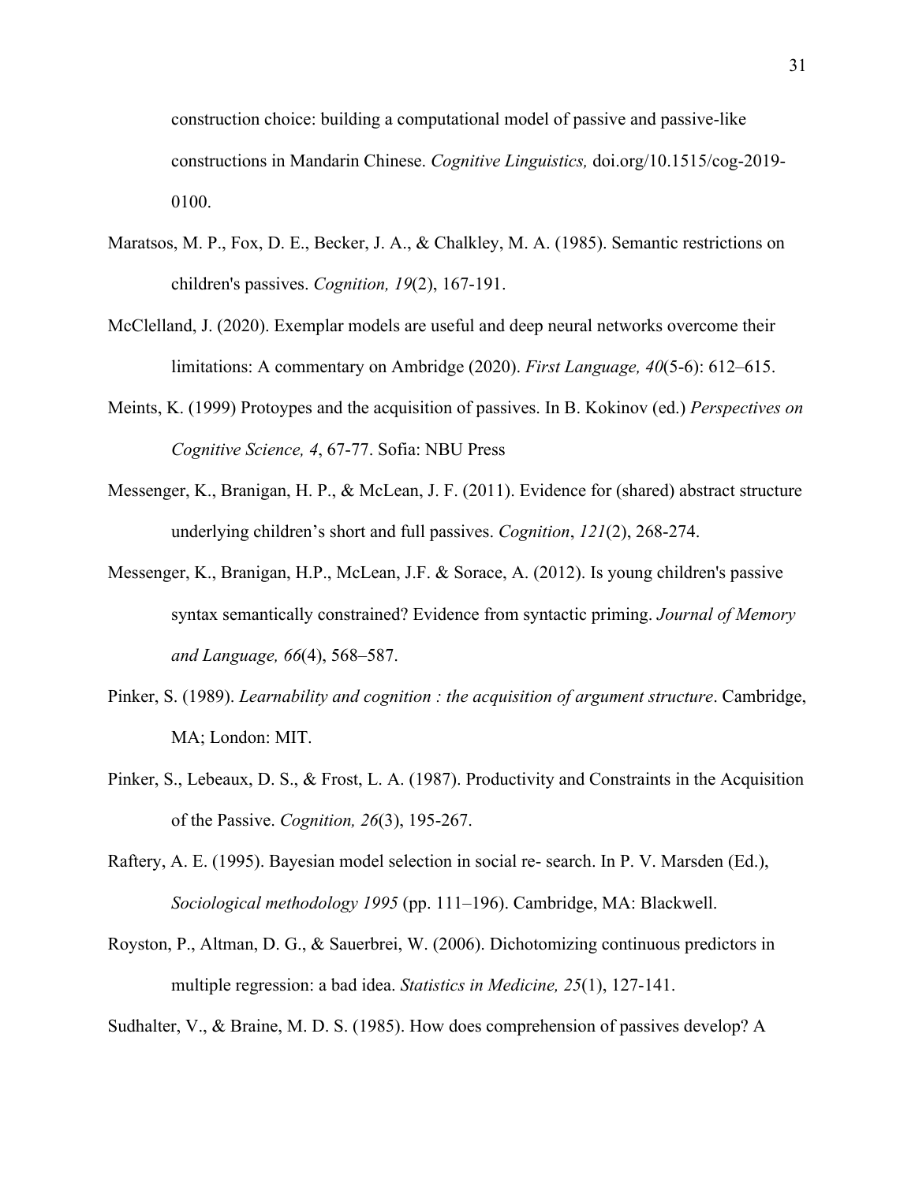construction choice: building a computational model of passive and passive-like constructions in Mandarin Chinese. *Cognitive Linguistics,* doi.org/10.1515/cog-2019-0100.

Maratsos, M. P., Fox, D. E., Becker, J. A., & Chalkley, M. A. (1985). Semantic restrictions on children's passives. *Cognition, 19*(2), 167-191.

McClelland, J. (2020). Exemplar models are useful and deep neural networks overcome their limitations: A commentary on Ambridge (2020). *First Language, 40*(5-6): 612–615.

Meints, K. (1999) Protoypes and the acquisition of passives. In B. Kokinov (ed.) *Perspectives on Cognitive Science, 4*, 67-77. Sofia: NBU Press

Messenger, K., Branigan, H. P., & McLean, J. F. (2011). Evidence for (shared) abstract structure underlying children's short and full passives. *Cognition*, *121*(2), 268-274.

Messenger, K., Branigan, H.P., McLean, J.F. & Sorace, A. (2012). Is young children's passive syntax semantically constrained? Evidence from syntactic priming. *Journal of Memory and Language, 66*(4), 568–587.

Pinker, S. (1989). *Learnability and cognition : the acquisition of argument structure*. Cambridge, MA; London: MIT.

Pinker, S., Lebeaux, D. S., & Frost, L. A. (1987). Productivity and Constraints in the Acquisition of the Passive. *Cognition, 26*(3), 195-267.

Raftery, A. E. (1995). Bayesian model selection in social re- search. In P. V. Marsden (Ed.), *Sociological methodology 1995* (pp. 111–196). Cambridge, MA: Blackwell.

Royston, P., Altman, D. G., & Sauerbrei, W. (2006). Dichotomizing continuous predictors in multiple regression: a bad idea. *Statistics in Medicine, 25*(1), 127-141.

Sudhalter, V., & Braine, M. D. S. (1985). How does comprehension of passives develop? A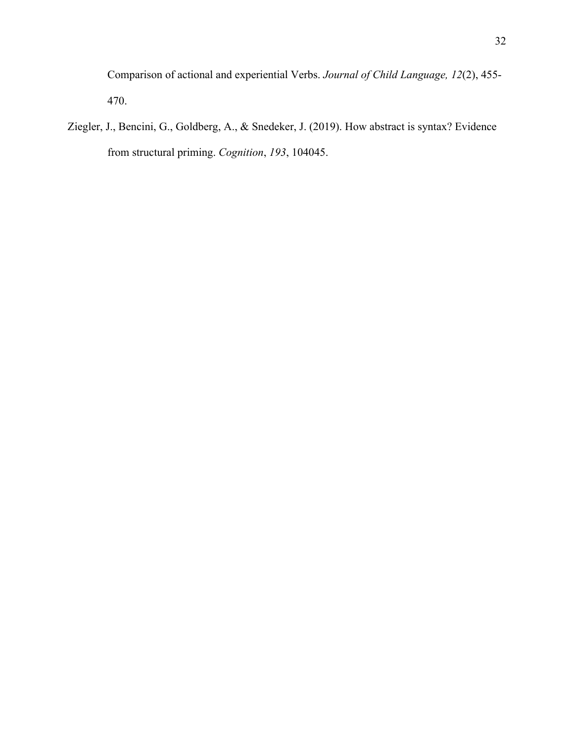Comparison of actional and experiential Verbs. *Journal of Child Language, 12*(2), 455-470.

Ziegler, J., Bencini, G., Goldberg, A., & Snedeker, J. (2019). How abstract is syntax? Evidence from structural priming. *Cognition*, *193*, 104045.